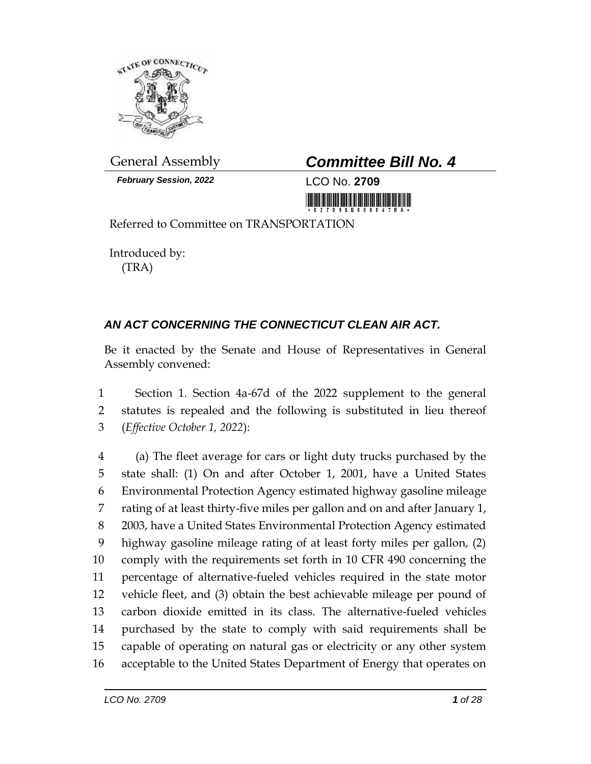General Assembly

***Committee Bill No. 4***

***February Session, 2022***

LCO No. **2709**

Referred to Committee on TRANSPORTATION

Introduced by:
(TRA)

## *AN ACT CONCERNING THE CONNECTICUT CLEAN AIR ACT.*

Be it enacted by the Senate and House of Representatives in General Assembly convened:

1 Section 1. Section 4a-67d of the 2022 supplement to the general
2 statutes is repealed and the following is substituted in lieu thereof
3 (*Effective October 1, 2022*):

4 (a) The fleet average for cars or light duty trucks purchased by the
5 state shall: (1) On and after October 1, 2001, have a United States
6 Environmental Protection Agency estimated highway gasoline mileage
7 rating of at least thirty-five miles per gallon and on and after January 1,
8 2003, have a United States Environmental Protection Agency estimated
9 highway gasoline mileage rating of at least forty miles per gallon, (2)
10 comply with the requirements set forth in 10 CFR 490 concerning the
11 percentage of alternative-fueled vehicles required in the state motor
12 vehicle fleet, and (3) obtain the best achievable mileage per pound of
13 carbon dioxide emitted in its class. The alternative-fueled vehicles
14 purchased by the state to comply with said requirements shall be
15 capable of operating on natural gas or electricity or any other system
16 acceptable to the United States Department of Energy that operates on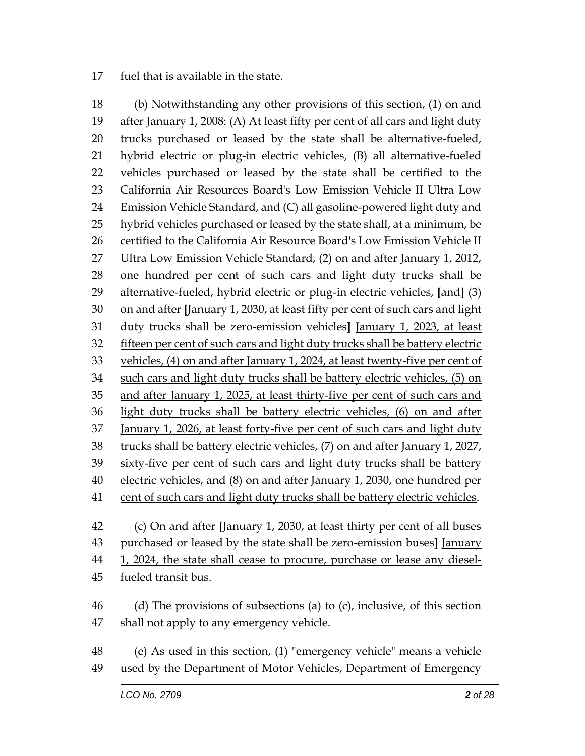fuel that is available in the state.

(b) Notwithstanding any other provisions of this section, (1) on and after January 1, 2008: (A) At least fifty per cent of all cars and light duty trucks purchased or leased by the state shall be alternative-fueled, hybrid electric or plug-in electric vehicles, (B) all alternative-fueled vehicles purchased or leased by the state shall be certified to the California Air Resources Board's Low Emission Vehicle II Ultra Low Emission Vehicle Standard, and (C) all gasoline-powered light duty and hybrid vehicles purchased or leased by the state shall, at a minimum, be certified to the California Air Resource Board's Low Emission Vehicle II Ultra Low Emission Vehicle Standard, (2) on and after January 1, 2012, one hundred per cent of such cars and light duty trucks shall be alternative-fueled, hybrid electric or plug-in electric vehicles, **[**and**]** (3) on and after **[**January 1, 2030, at least fifty per cent of such cars and light duty trucks shall be zero-emission vehicles**]** <u>January 1, 2023, at least fifteen per cent of such cars and light duty trucks shall be battery electric vehicles, (4) on and after January 1, 2024, at least twenty-five per cent of such cars and light duty trucks shall be battery electric vehicles, (5) on and after January 1, 2025, at least thirty-five per cent of such cars and light duty trucks shall be battery electric vehicles, (6) on and after January 1, 2026, at least forty-five per cent of such cars and light duty trucks shall be battery electric vehicles, (7) on and after January 1, 2027, sixty-five per cent of such cars and light duty trucks shall be battery electric vehicles, and (8) on and after January 1, 2030, one hundred per cent of such cars and light duty trucks shall be battery electric vehicles</u>.

(c) On and after **[**January 1, 2030, at least thirty per cent of all buses purchased or leased by the state shall be zero-emission buses**]** <u>January 1, 2024, the state shall cease to procure, purchase or lease any diesel-fueled transit bus</u>.

(d) The provisions of subsections (a) to (c), inclusive, of this section shall not apply to any emergency vehicle.

(e) As used in this section, (1) "emergency vehicle" means a vehicle used by the Department of Motor Vehicles, Department of Emergency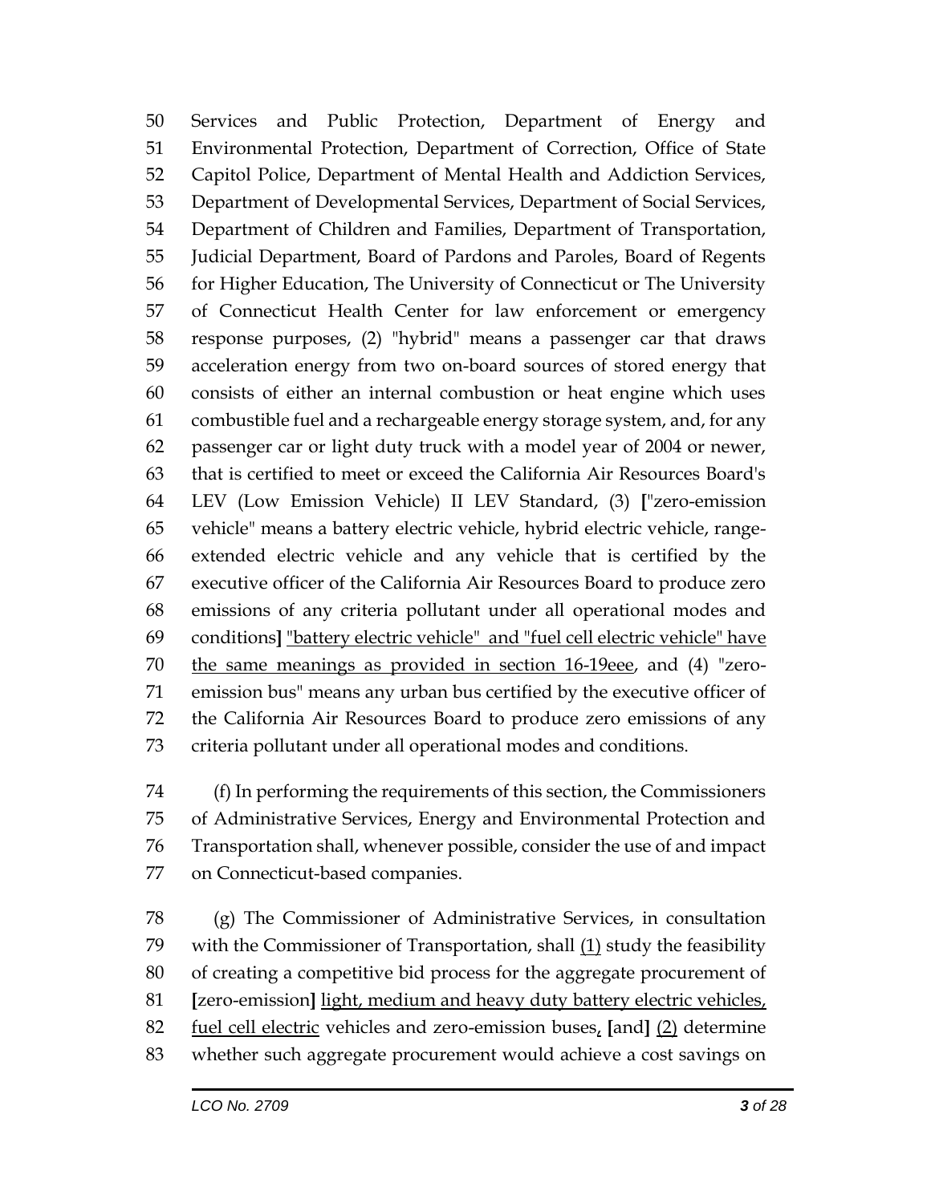50 Services and Public Protection, Department of Energy and
51 Environmental Protection, Department of Correction, Office of State
52 Capitol Police, Department of Mental Health and Addiction Services,
53 Department of Developmental Services, Department of Social Services,
54 Department of Children and Families, Department of Transportation,
55 Judicial Department, Board of Pardons and Paroles, Board of Regents
56 for Higher Education, The University of Connecticut or The University
57 of Connecticut Health Center for law enforcement or emergency
58 response purposes, (2) "hybrid" means a passenger car that draws
59 acceleration energy from two on-board sources of stored energy that
60 consists of either an internal combustion or heat engine which uses
61 combustible fuel and a rechargeable energy storage system, and, for any
62 passenger car or light duty truck with a model year of 2004 or newer,
63 that is certified to meet or exceed the California Air Resources Board's
64 LEV (Low Emission Vehicle) II LEV Standard, (3) **[**"zero-emission
65 vehicle" means a battery electric vehicle, hybrid electric vehicle, range-
66 extended electric vehicle and any vehicle that is certified by the
67 executive officer of the California Air Resources Board to produce zero
68 emissions of any criteria pollutant under all operational modes and
69 conditions**]** <u>"battery electric vehicle" and "fuel cell electric vehicle" have</u>
70 <u>the same meanings as provided in section 16-19eee</u>, and (4) "zero-
71 emission bus" means any urban bus certified by the executive officer of
72 the California Air Resources Board to produce zero emissions of any
73 criteria pollutant under all operational modes and conditions.

74 (f) In performing the requirements of this section, the Commissioners
75 of Administrative Services, Energy and Environmental Protection and
76 Transportation shall, whenever possible, consider the use of and impact
77 on Connecticut-based companies.

78 (g) The Commissioner of Administrative Services, in consultation
79 with the Commissioner of Transportation, shall <u>(1)</u> study the feasibility
80 of creating a competitive bid process for the aggregate procurement of
81 **[**zero-emission**]** <u>light, medium and heavy duty battery electric vehicles,</u>
82 <u>fuel cell electric</u> vehicles and zero-emission buses<u>,</u> **[**and**]** <u>(2)</u> determine
83 whether such aggregate procurement would achieve a cost savings on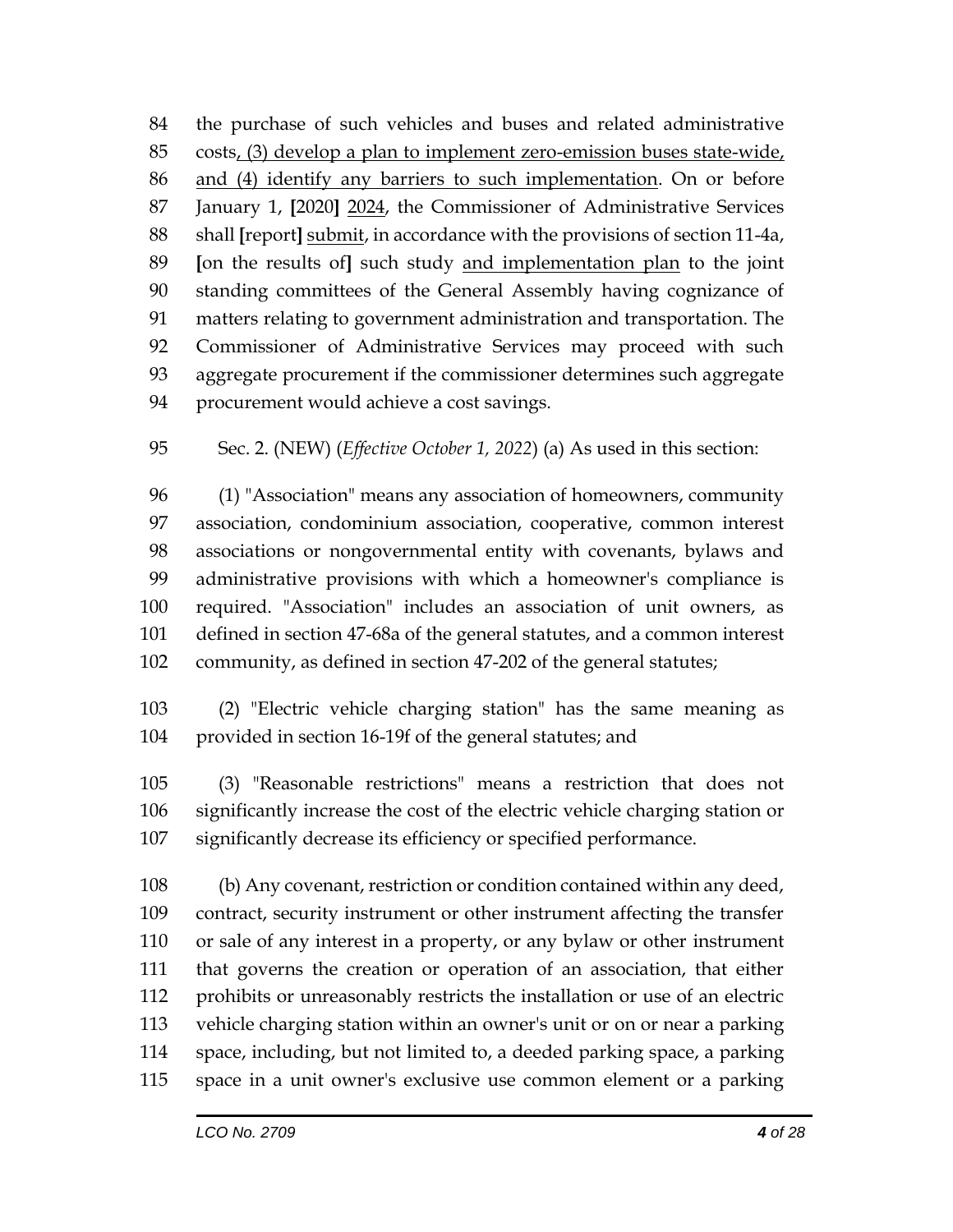84 the purchase of such vehicles and buses and related administrative
85 costs<u>, (3) develop a plan to implement zero-emission buses state-wide,</u>
86 <u>and (4) identify any barriers to such implementation</u>. On or before
87 January 1, [2020] <u>2024</u>, the Commissioner of Administrative Services
88 shall [report] <u>submit</u>, in accordance with the provisions of section 11-4a,
89 [on the results of] such study <u>and implementation plan</u> to the joint
90 standing committees of the General Assembly having cognizance of
91 matters relating to government administration and transportation. The
92 Commissioner of Administrative Services may proceed with such
93 aggregate procurement if the commissioner determines such aggregate
94 procurement would achieve a cost savings.

95 Sec. 2. (NEW) (*Effective October 1, 2022*) (a) As used in this section:

96 (1) "Association" means any association of homeowners, community
97 association, condominium association, cooperative, common interest
98 associations or nongovernmental entity with covenants, bylaws and
99 administrative provisions with which a homeowner's compliance is
100 required. "Association" includes an association of unit owners, as
101 defined in section 47-68a of the general statutes, and a common interest
102 community, as defined in section 47-202 of the general statutes;

103 (2) "Electric vehicle charging station" has the same meaning as
104 provided in section 16-19f of the general statutes; and

105 (3) "Reasonable restrictions" means a restriction that does not
106 significantly increase the cost of the electric vehicle charging station or
107 significantly decrease its efficiency or specified performance.

108 (b) Any covenant, restriction or condition contained within any deed,
109 contract, security instrument or other instrument affecting the transfer
110 or sale of any interest in a property, or any bylaw or other instrument
111 that governs the creation or operation of an association, that either
112 prohibits or unreasonably restricts the installation or use of an electric
113 vehicle charging station within an owner's unit or on or near a parking
114 space, including, but not limited to, a deeded parking space, a parking
115 space in a unit owner's exclusive use common element or a parking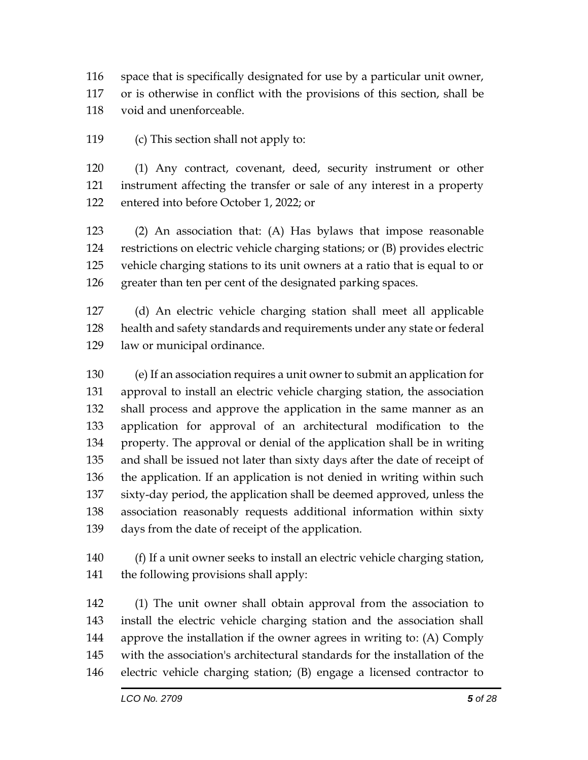space that is specifically designated for use by a particular unit owner, or is otherwise in conflict with the provisions of this section, shall be void and unenforceable.

(c) This section shall not apply to:

(1) Any contract, covenant, deed, security instrument or other instrument affecting the transfer or sale of any interest in a property entered into before October 1, 2022; or

(2) An association that: (A) Has bylaws that impose reasonable restrictions on electric vehicle charging stations; or (B) provides electric vehicle charging stations to its unit owners at a ratio that is equal to or greater than ten per cent of the designated parking spaces.

(d) An electric vehicle charging station shall meet all applicable health and safety standards and requirements under any state or federal law or municipal ordinance.

(e) If an association requires a unit owner to submit an application for approval to install an electric vehicle charging station, the association shall process and approve the application in the same manner as an application for approval of an architectural modification to the property. The approval or denial of the application shall be in writing and shall be issued not later than sixty days after the date of receipt of the application. If an application is not denied in writing within such sixty-day period, the application shall be deemed approved, unless the association reasonably requests additional information within sixty days from the date of receipt of the application.

(f) If a unit owner seeks to install an electric vehicle charging station, the following provisions shall apply:

(1) The unit owner shall obtain approval from the association to install the electric vehicle charging station and the association shall approve the installation if the owner agrees in writing to: (A) Comply with the association's architectural standards for the installation of the electric vehicle charging station; (B) engage a licensed contractor to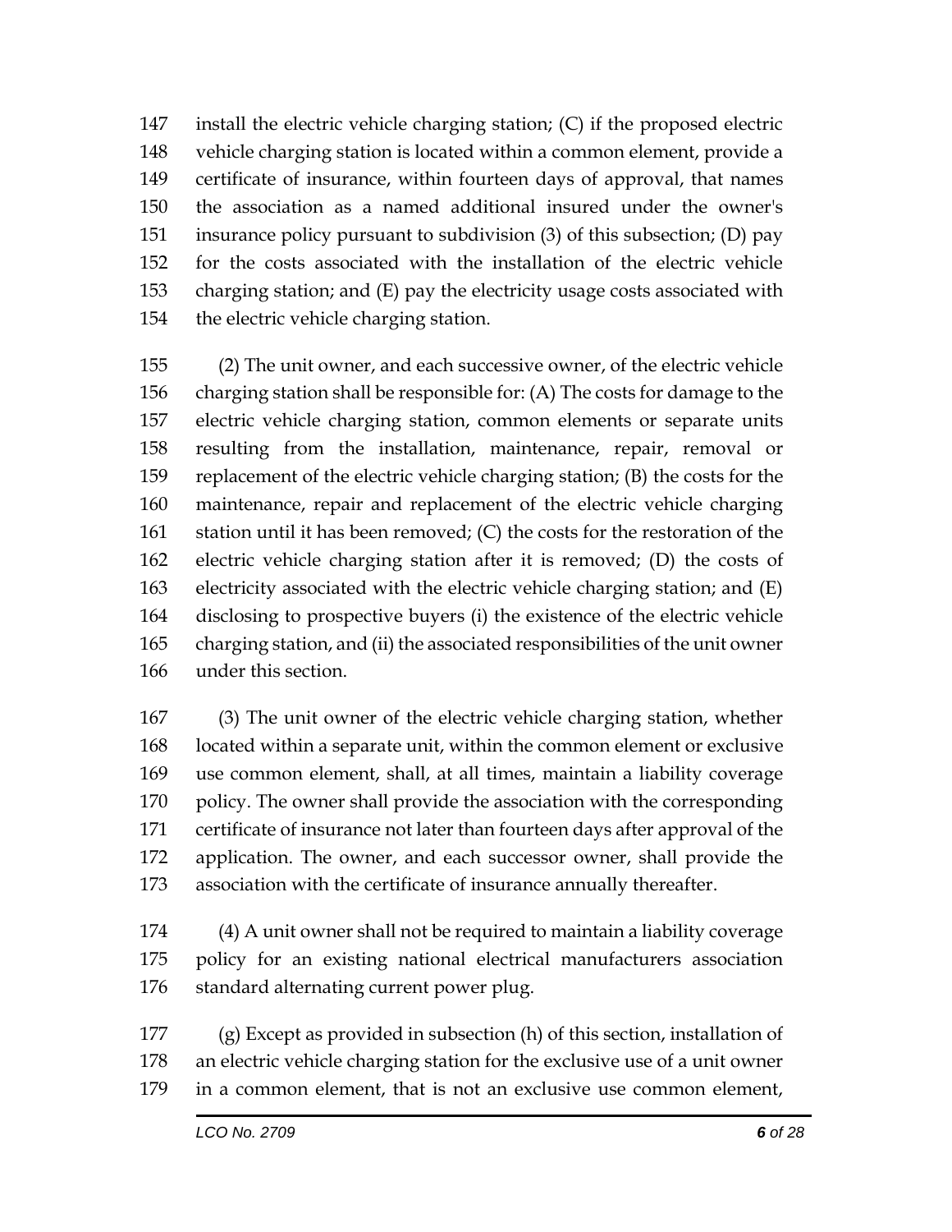install the electric vehicle charging station; (C) if the proposed electric vehicle charging station is located within a common element, provide a certificate of insurance, within fourteen days of approval, that names the association as a named additional insured under the owner's insurance policy pursuant to subdivision (3) of this subsection; (D) pay for the costs associated with the installation of the electric vehicle charging station; and (E) pay the electricity usage costs associated with the electric vehicle charging station.

(2) The unit owner, and each successive owner, of the electric vehicle charging station shall be responsible for: (A) The costs for damage to the electric vehicle charging station, common elements or separate units resulting from the installation, maintenance, repair, removal or replacement of the electric vehicle charging station; (B) the costs for the maintenance, repair and replacement of the electric vehicle charging station until it has been removed; (C) the costs for the restoration of the electric vehicle charging station after it is removed; (D) the costs of electricity associated with the electric vehicle charging station; and (E) disclosing to prospective buyers (i) the existence of the electric vehicle charging station, and (ii) the associated responsibilities of the unit owner under this section.

(3) The unit owner of the electric vehicle charging station, whether located within a separate unit, within the common element or exclusive use common element, shall, at all times, maintain a liability coverage policy. The owner shall provide the association with the corresponding certificate of insurance not later than fourteen days after approval of the application. The owner, and each successor owner, shall provide the association with the certificate of insurance annually thereafter.

(4) A unit owner shall not be required to maintain a liability coverage policy for an existing national electrical manufacturers association standard alternating current power plug.

(g) Except as provided in subsection (h) of this section, installation of an electric vehicle charging station for the exclusive use of a unit owner in a common element, that is not an exclusive use common element,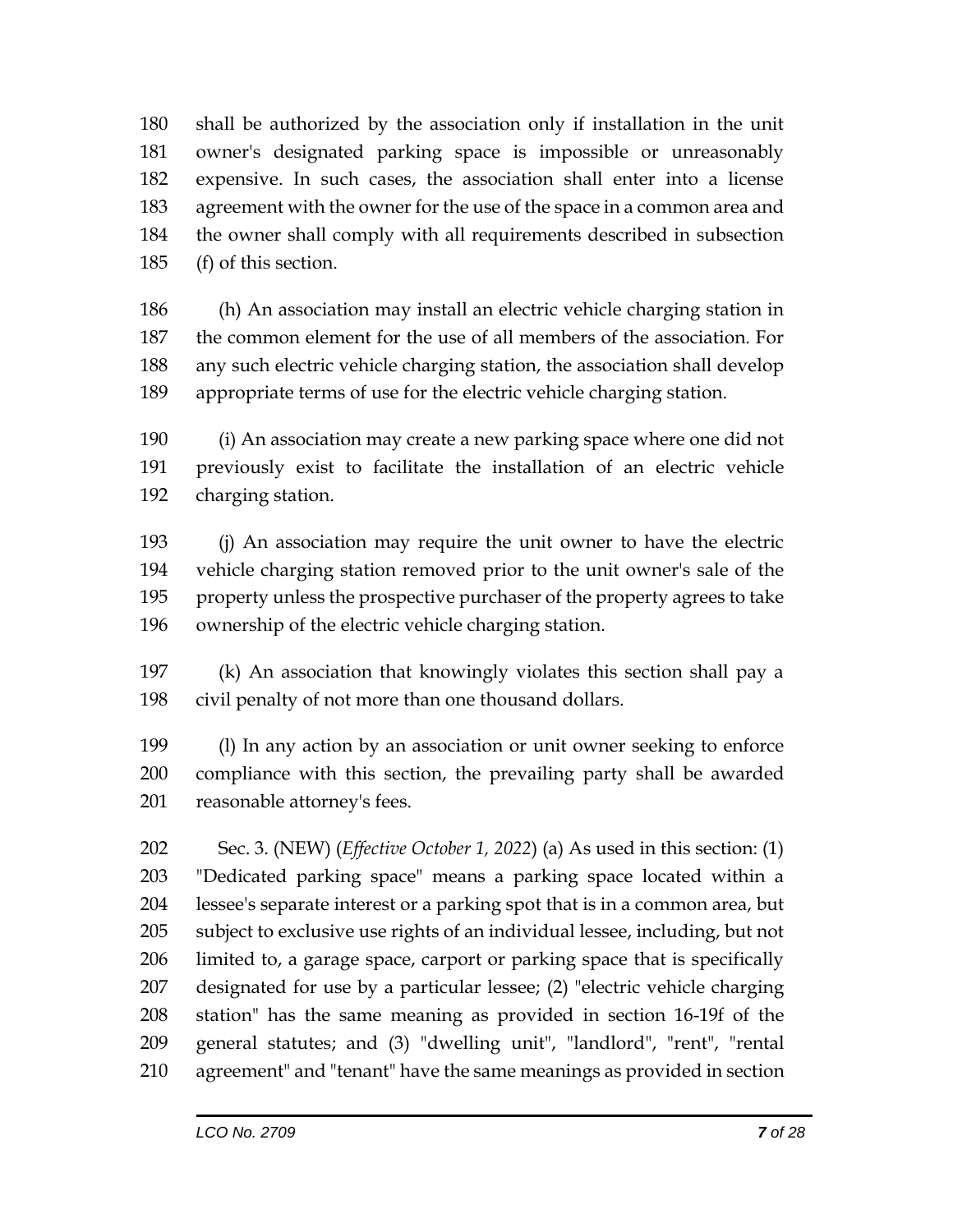shall be authorized by the association only if installation in the unit owner's designated parking space is impossible or unreasonably expensive. In such cases, the association shall enter into a license agreement with the owner for the use of the space in a common area and the owner shall comply with all requirements described in subsection (f) of this section.

(h) An association may install an electric vehicle charging station in the common element for the use of all members of the association. For any such electric vehicle charging station, the association shall develop appropriate terms of use for the electric vehicle charging station.

(i) An association may create a new parking space where one did not previously exist to facilitate the installation of an electric vehicle charging station.

(j) An association may require the unit owner to have the electric vehicle charging station removed prior to the unit owner's sale of the property unless the prospective purchaser of the property agrees to take ownership of the electric vehicle charging station.

(k) An association that knowingly violates this section shall pay a civil penalty of not more than one thousand dollars.

(l) In any action by an association or unit owner seeking to enforce compliance with this section, the prevailing party shall be awarded reasonable attorney's fees.

Sec. 3. (NEW) (*Effective October 1, 2022*) (a) As used in this section: (1) "Dedicated parking space" means a parking space located within a lessee's separate interest or a parking spot that is in a common area, but subject to exclusive use rights of an individual lessee, including, but not limited to, a garage space, carport or parking space that is specifically designated for use by a particular lessee; (2) "electric vehicle charging station" has the same meaning as provided in section 16-19f of the general statutes; and (3) "dwelling unit", "landlord", "rent", "rental agreement" and "tenant" have the same meanings as provided in section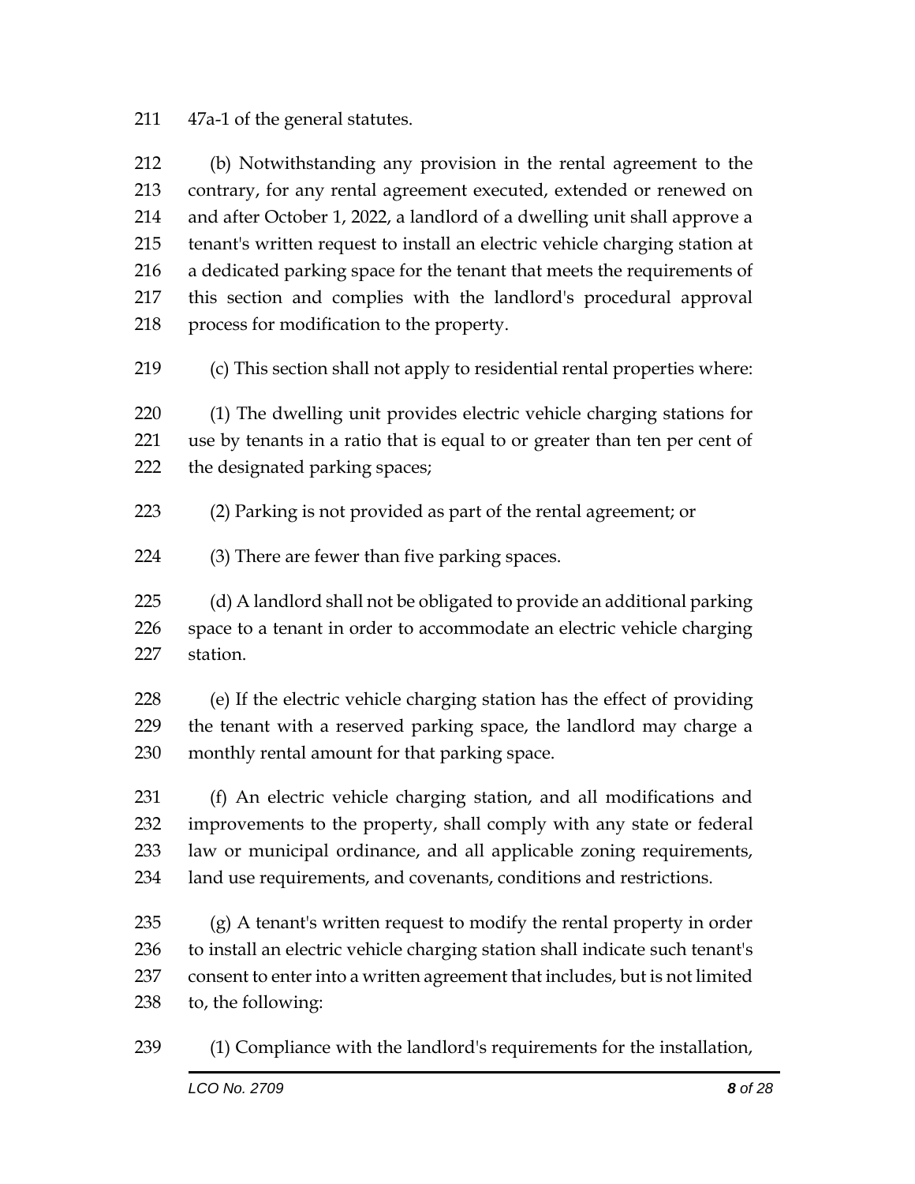47a-1 of the general statutes.

(b) Notwithstanding any provision in the rental agreement to the contrary, for any rental agreement executed, extended or renewed on and after October 1, 2022, a landlord of a dwelling unit shall approve a tenant's written request to install an electric vehicle charging station at a dedicated parking space for the tenant that meets the requirements of this section and complies with the landlord's procedural approval process for modification to the property.

(c) This section shall not apply to residential rental properties where:

(1) The dwelling unit provides electric vehicle charging stations for use by tenants in a ratio that is equal to or greater than ten per cent of the designated parking spaces;

(2) Parking is not provided as part of the rental agreement; or

(3) There are fewer than five parking spaces.

(d) A landlord shall not be obligated to provide an additional parking space to a tenant in order to accommodate an electric vehicle charging station.

(e) If the electric vehicle charging station has the effect of providing the tenant with a reserved parking space, the landlord may charge a monthly rental amount for that parking space.

(f) An electric vehicle charging station, and all modifications and improvements to the property, shall comply with any state or federal law or municipal ordinance, and all applicable zoning requirements, land use requirements, and covenants, conditions and restrictions.

(g) A tenant's written request to modify the rental property in order to install an electric vehicle charging station shall indicate such tenant's consent to enter into a written agreement that includes, but is not limited to, the following:

(1) Compliance with the landlord's requirements for the installation,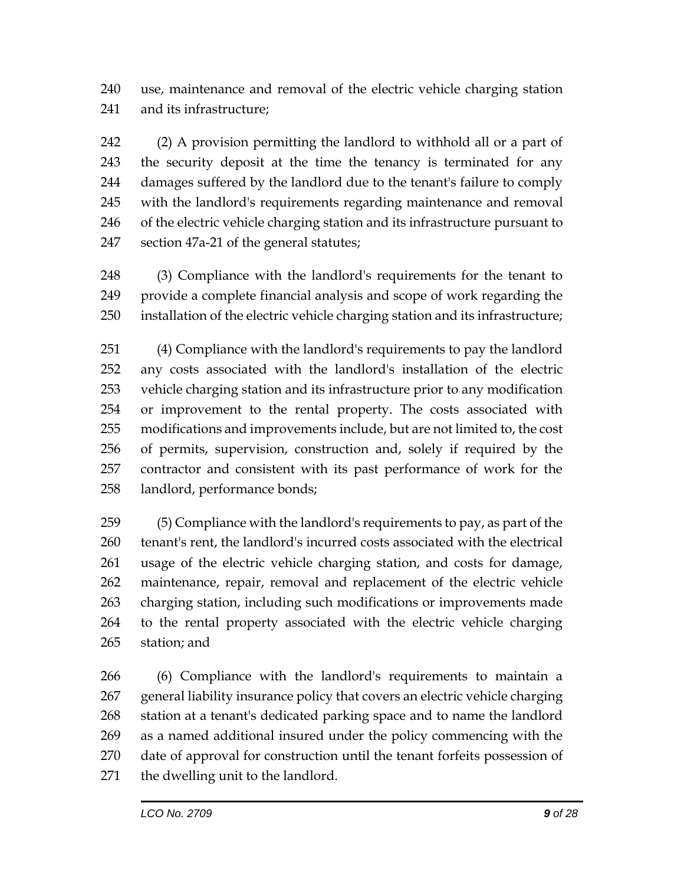use, maintenance and removal of the electric vehicle charging station and its infrastructure;

(2) A provision permitting the landlord to withhold all or a part of the security deposit at the time the tenancy is terminated for any damages suffered by the landlord due to the tenant's failure to comply with the landlord's requirements regarding maintenance and removal of the electric vehicle charging station and its infrastructure pursuant to section 47a-21 of the general statutes;

(3) Compliance with the landlord's requirements for the tenant to provide a complete financial analysis and scope of work regarding the installation of the electric vehicle charging station and its infrastructure;

(4) Compliance with the landlord's requirements to pay the landlord any costs associated with the landlord's installation of the electric vehicle charging station and its infrastructure prior to any modification or improvement to the rental property. The costs associated with modifications and improvements include, but are not limited to, the cost of permits, supervision, construction and, solely if required by the contractor and consistent with its past performance of work for the landlord, performance bonds;

(5) Compliance with the landlord's requirements to pay, as part of the tenant's rent, the landlord's incurred costs associated with the electrical usage of the electric vehicle charging station, and costs for damage, maintenance, repair, removal and replacement of the electric vehicle charging station, including such modifications or improvements made to the rental property associated with the electric vehicle charging station; and

(6) Compliance with the landlord's requirements to maintain a general liability insurance policy that covers an electric vehicle charging station at a tenant's dedicated parking space and to name the landlord as a named additional insured under the policy commencing with the date of approval for construction until the tenant forfeits possession of the dwelling unit to the landlord.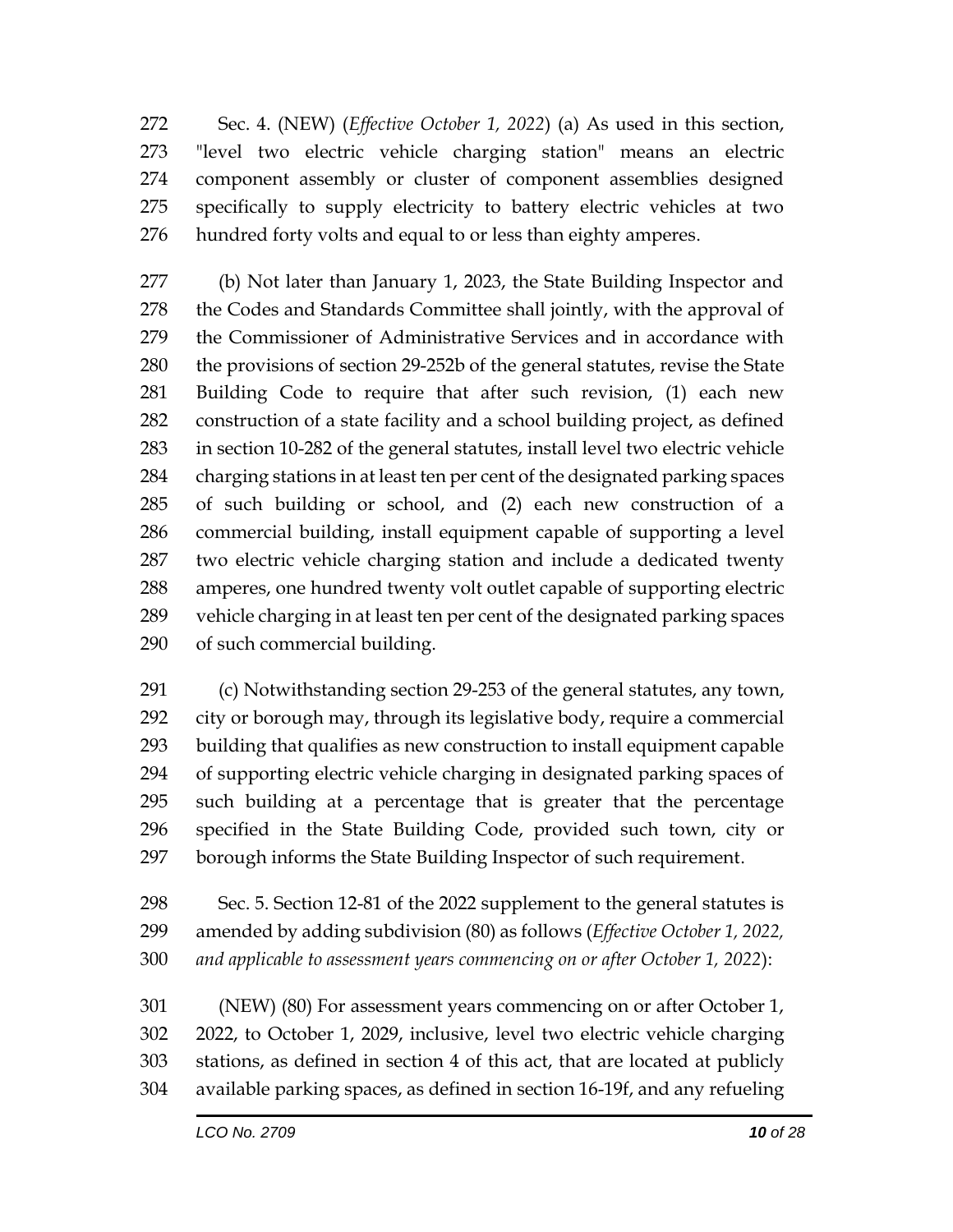Sec. 4. (NEW) (*Effective October 1, 2022*) (a) As used in this section, "level two electric vehicle charging station" means an electric component assembly or cluster of component assemblies designed specifically to supply electricity to battery electric vehicles at two hundred forty volts and equal to or less than eighty amperes.

(b) Not later than January 1, 2023, the State Building Inspector and the Codes and Standards Committee shall jointly, with the approval of the Commissioner of Administrative Services and in accordance with the provisions of section 29-252b of the general statutes, revise the State Building Code to require that after such revision, (1) each new construction of a state facility and a school building project, as defined in section 10-282 of the general statutes, install level two electric vehicle charging stations in at least ten per cent of the designated parking spaces of such building or school, and (2) each new construction of a commercial building, install equipment capable of supporting a level two electric vehicle charging station and include a dedicated twenty amperes, one hundred twenty volt outlet capable of supporting electric vehicle charging in at least ten per cent of the designated parking spaces of such commercial building.

(c) Notwithstanding section 29-253 of the general statutes, any town, city or borough may, through its legislative body, require a commercial building that qualifies as new construction to install equipment capable of supporting electric vehicle charging in designated parking spaces of such building at a percentage that is greater that the percentage specified in the State Building Code, provided such town, city or borough informs the State Building Inspector of such requirement.

Sec. 5. Section 12-81 of the 2022 supplement to the general statutes is amended by adding subdivision (80) as follows (*Effective October 1, 2022, and applicable to assessment years commencing on or after October 1, 2022*):

(NEW) (80) For assessment years commencing on or after October 1, 2022, to October 1, 2029, inclusive, level two electric vehicle charging stations, as defined in section 4 of this act, that are located at publicly available parking spaces, as defined in section 16-19f, and any refueling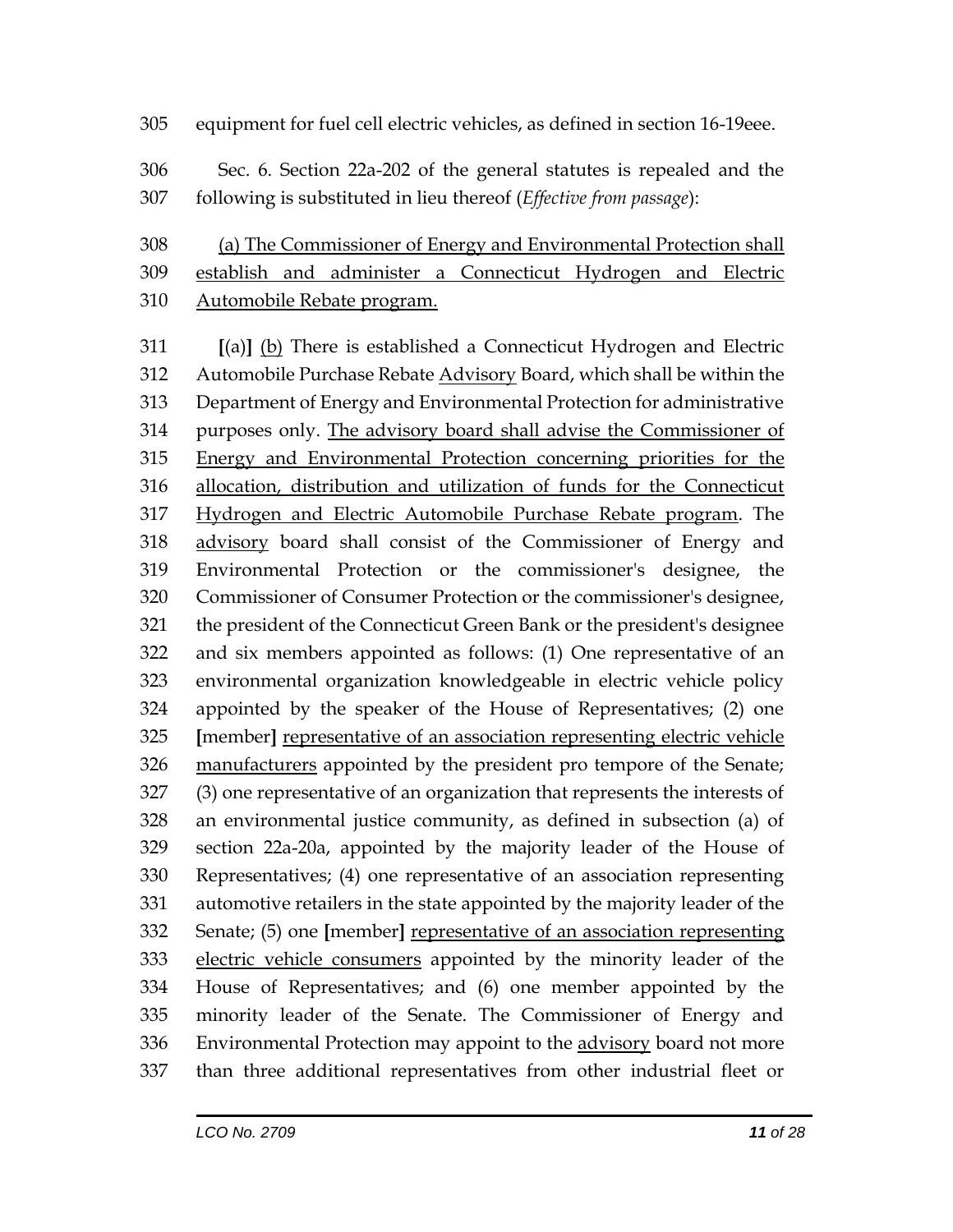305 equipment for fuel cell electric vehicles, as defined in section 16-19eee.

306 Sec. 6. Section 22a-202 of the general statutes is repealed and the
307 following is substituted in lieu thereof (*Effective from passage*):

308 <u>(a) The Commissioner of Energy and Environmental Protection shall</u>
309 <u>establish and administer a Connecticut Hydrogen and Electric</u>
310 <u>Automobile Rebate program.</u>

311 **[**(a)**]** <u>(b)</u> There is established a Connecticut Hydrogen and Electric
312 Automobile Purchase Rebate <u>Advisory</u> Board, which shall be within the
313 Department of Energy and Environmental Protection for administrative
314 purposes only. <u>The advisory board shall advise the Commissioner of</u>
315 <u>Energy and Environmental Protection concerning priorities for the</u>
316 <u>allocation, distribution and utilization of funds for the Connecticut</u>
317 <u>Hydrogen and Electric Automobile Purchase Rebate program</u>. The
318 <u>advisory</u> board shall consist of the Commissioner of Energy and
319 Environmental Protection or the commissioner's designee, the
320 Commissioner of Consumer Protection or the commissioner's designee,
321 the president of the Connecticut Green Bank or the president's designee
322 and six members appointed as follows: (1) One representative of an
323 environmental organization knowledgeable in electric vehicle policy
324 appointed by the speaker of the House of Representatives; (2) one
325 **[**member**]** <u>representative of an association representing electric vehicle</u>
326 <u>manufacturers</u> appointed by the president pro tempore of the Senate;
327 (3) one representative of an organization that represents the interests of
328 an environmental justice community, as defined in subsection (a) of
329 section 22a-20a, appointed by the majority leader of the House of
330 Representatives; (4) one representative of an association representing
331 automotive retailers in the state appointed by the majority leader of the
332 Senate; (5) one **[**member**]** <u>representative of an association representing</u>
333 <u>electric vehicle consumers</u> appointed by the minority leader of the
334 House of Representatives; and (6) one member appointed by the
335 minority leader of the Senate. The Commissioner of Energy and
336 Environmental Protection may appoint to the <u>advisory</u> board not more
337 than three additional representatives from other industrial fleet or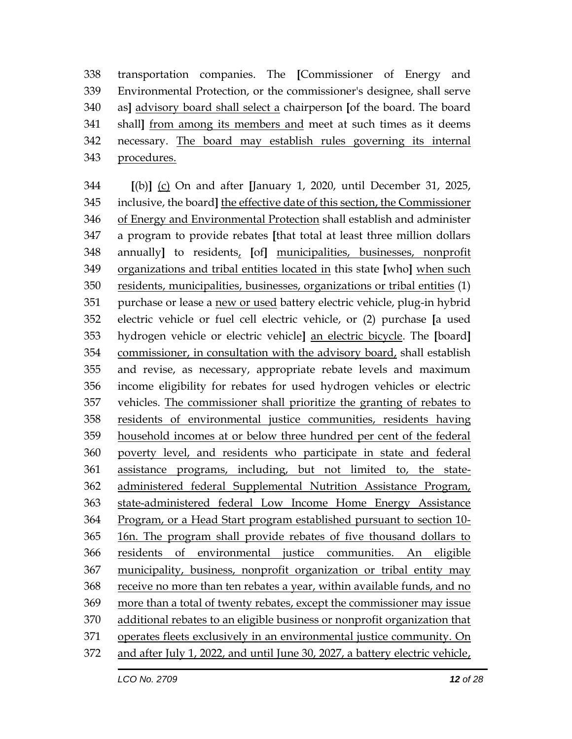338 transportation companies. The [Commissioner of Energy and Environmental Protection, or the commissioner's designee, shall serve as] advisory board shall select a chairperson [of the board. The board shall] from among its members and meet at such times as it deems necessary. The board may establish rules governing its internal procedures.

344 [(b)] (c) On and after [January 1, 2020, until December 31, 2025, inclusive, the board] the effective date of this section, the Commissioner of Energy and Environmental Protection shall establish and administer a program to provide rebates [that total at least three million dollars annually] to residents, [of] municipalities, businesses, nonprofit organizations and tribal entities located in this state [who] when such residents, municipalities, businesses, organizations or tribal entities (1) purchase or lease a new or used battery electric vehicle, plug-in hybrid electric vehicle or fuel cell electric vehicle, or (2) purchase [a used hydrogen vehicle or electric vehicle] an electric bicycle. The [board] commissioner, in consultation with the advisory board, shall establish and revise, as necessary, appropriate rebate levels and maximum income eligibility for rebates for used hydrogen vehicles or electric vehicles. The commissioner shall prioritize the granting of rebates to residents of environmental justice communities, residents having household incomes at or below three hundred per cent of the federal poverty level, and residents who participate in state and federal assistance programs, including, but not limited to, the state-administered federal Supplemental Nutrition Assistance Program, state-administered federal Low Income Home Energy Assistance Program, or a Head Start program established pursuant to section 10-16n. The program shall provide rebates of five thousand dollars to residents of environmental justice communities. An eligible municipality, business, nonprofit organization or tribal entity may receive no more than ten rebates a year, within available funds, and no more than a total of twenty rebates, except the commissioner may issue additional rebates to an eligible business or nonprofit organization that operates fleets exclusively in an environmental justice community. On and after July 1, 2022, and until June 30, 2027, a battery electric vehicle,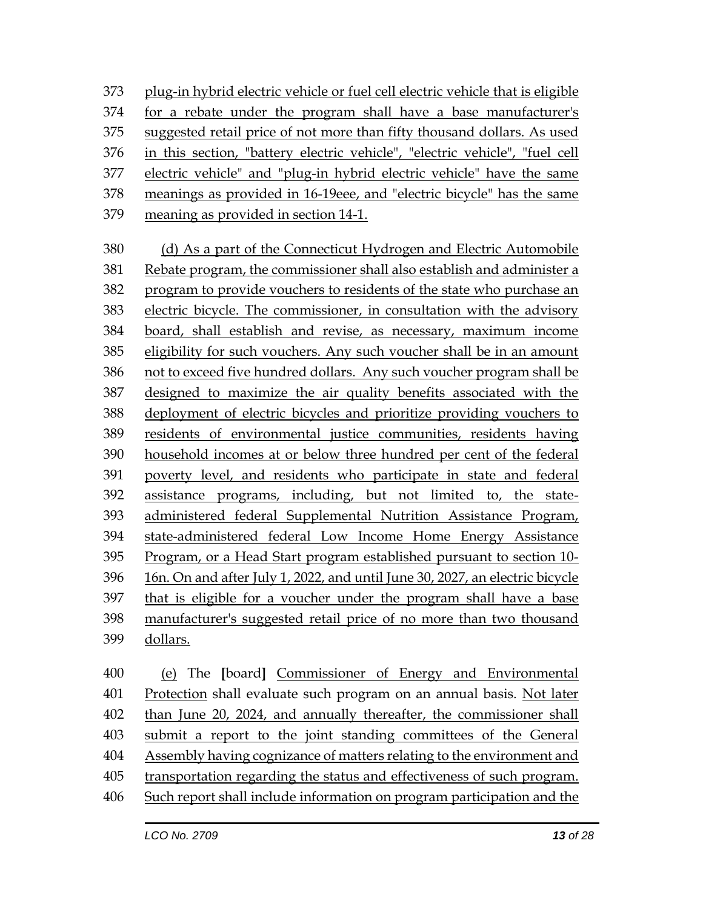373 plug-in hybrid electric vehicle or fuel cell electric vehicle that is eligible
374 for a rebate under the program shall have a base manufacturer's
375 suggested retail price of not more than fifty thousand dollars. As used
376 in this section, "battery electric vehicle", "electric vehicle", "fuel cell
377 electric vehicle" and "plug-in hybrid electric vehicle" have the same
378 meanings as provided in 16-19eee, and "electric bicycle" has the same
379 meaning as provided in section 14-1.

380 (d) As a part of the Connecticut Hydrogen and Electric Automobile
381 Rebate program, the commissioner shall also establish and administer a
382 program to provide vouchers to residents of the state who purchase an
383 electric bicycle. The commissioner, in consultation with the advisory
384 board, shall establish and revise, as necessary, maximum income
385 eligibility for such vouchers. Any such voucher shall be in an amount
386 not to exceed five hundred dollars. Any such voucher program shall be
387 designed to maximize the air quality benefits associated with the
388 deployment of electric bicycles and prioritize providing vouchers to
389 residents of environmental justice communities, residents having
390 household incomes at or below three hundred per cent of the federal
391 poverty level, and residents who participate in state and federal
392 assistance programs, including, but not limited to, the state-
393 administered federal Supplemental Nutrition Assistance Program,
394 state-administered federal Low Income Home Energy Assistance
395 Program, or a Head Start program established pursuant to section 10-
396 16n. On and after July 1, 2022, and until June 30, 2027, an electric bicycle
397 that is eligible for a voucher under the program shall have a base
398 manufacturer's suggested retail price of no more than two thousand
399 dollars.

400 (e) The [board] Commissioner of Energy and Environmental
401 Protection shall evaluate such program on an annual basis. Not later
402 than June 20, 2024, and annually thereafter, the commissioner shall
403 submit a report to the joint standing committees of the General
404 Assembly having cognizance of matters relating to the environment and
405 transportation regarding the status and effectiveness of such program.
406 Such report shall include information on program participation and the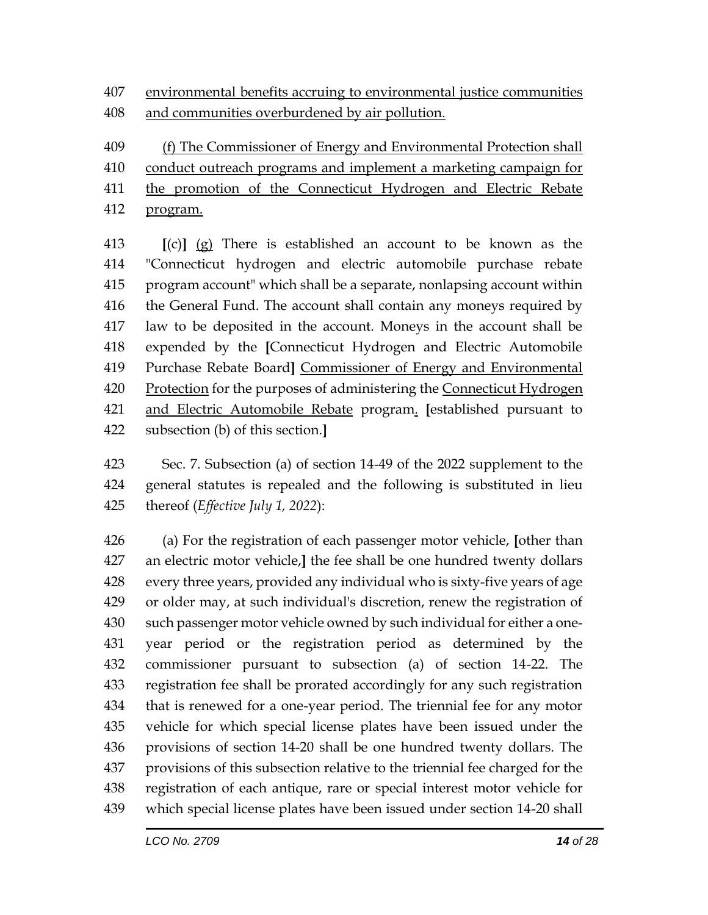407 environmental benefits accruing to environmental justice communities
408 and communities overburdened by air pollution.

409 (f) The Commissioner of Energy and Environmental Protection shall
410 conduct outreach programs and implement a marketing campaign for
411 the promotion of the Connecticut Hydrogen and Electric Rebate
412 program.

413 **[**(c)**]** (g) There is established an account to be known as the
414 "Connecticut hydrogen and electric automobile purchase rebate
415 program account" which shall be a separate, nonlapsing account within
416 the General Fund. The account shall contain any moneys required by
417 law to be deposited in the account. Moneys in the account shall be
418 expended by the **[**Connecticut Hydrogen and Electric Automobile
419 Purchase Rebate Board**]** Commissioner of Energy and Environmental
420 Protection for the purposes of administering the Connecticut Hydrogen
421 and Electric Automobile Rebate program. **[**established pursuant to
422 subsection (b) of this section.**]**

423 Sec. 7. Subsection (a) of section 14-49 of the 2022 supplement to the
424 general statutes is repealed and the following is substituted in lieu
425 thereof (*Effective July 1, 2022*):

426 (a) For the registration of each passenger motor vehicle, **[**other than
427 an electric motor vehicle,**]** the fee shall be one hundred twenty dollars
428 every three years, provided any individual who is sixty-five years of age
429 or older may, at such individual's discretion, renew the registration of
430 such passenger motor vehicle owned by such individual for either a one-
431 year period or the registration period as determined by the
432 commissioner pursuant to subsection (a) of section 14-22. The
433 registration fee shall be prorated accordingly for any such registration
434 that is renewed for a one-year period. The triennial fee for any motor
435 vehicle for which special license plates have been issued under the
436 provisions of section 14-20 shall be one hundred twenty dollars. The
437 provisions of this subsection relative to the triennial fee charged for the
438 registration of each antique, rare or special interest motor vehicle for
439 which special license plates have been issued under section 14-20 shall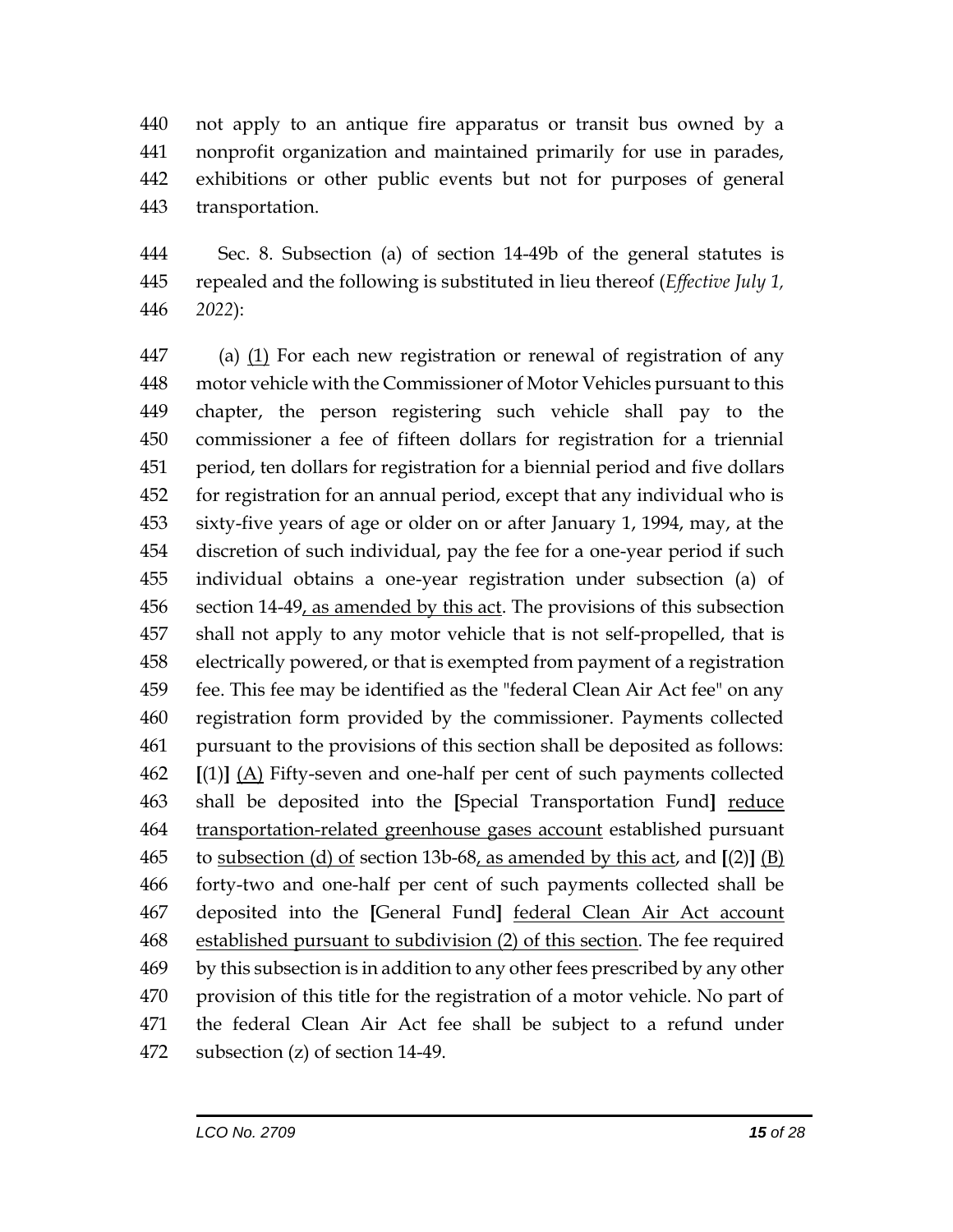not apply to an antique fire apparatus or transit bus owned by a nonprofit organization and maintained primarily for use in parades, exhibitions or other public events but not for purposes of general transportation.

Sec. 8. Subsection (a) of section 14-49b of the general statutes is repealed and the following is substituted in lieu thereof (*Effective July 1, 2022*):

(a) <u>(1)</u> For each new registration or renewal of registration of any motor vehicle with the Commissioner of Motor Vehicles pursuant to this chapter, the person registering such vehicle shall pay to the commissioner a fee of fifteen dollars for registration for a triennial period, ten dollars for registration for a biennial period and five dollars for registration for an annual period, except that any individual who is sixty-five years of age or older on or after January 1, 1994, may, at the discretion of such individual, pay the fee for a one-year period if such individual obtains a one-year registration under subsection (a) of section 14-49<u>, as amended by this act</u>. The provisions of this subsection shall not apply to any motor vehicle that is not self-propelled, that is electrically powered, or that is exempted from payment of a registration fee. This fee may be identified as the "federal Clean Air Act fee" on any registration form provided by the commissioner. Payments collected pursuant to the provisions of this section shall be deposited as follows: **[**(1)**]** <u>(A)</u> Fifty-seven and one-half per cent of such payments collected shall be deposited into the **[**Special Transportation Fund**]** <u>reduce transportation-related greenhouse gases account</u> established pursuant to <u>subsection (d) of</u> section 13b-68<u>, as amended by this act</u>, and **[**(2)**]** <u>(B)</u> forty-two and one-half per cent of such payments collected shall be deposited into the **[**General Fund**]** <u>federal Clean Air Act account established pursuant to subdivision (2) of this section</u>. The fee required by this subsection is in addition to any other fees prescribed by any other provision of this title for the registration of a motor vehicle. No part of the federal Clean Air Act fee shall be subject to a refund under subsection (z) of section 14-49.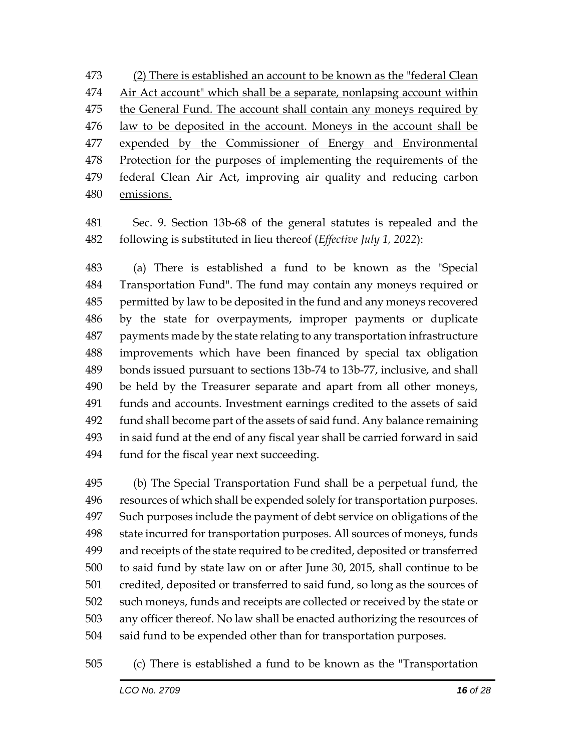473 <u>(2) There is established an account to be known as the "federal Clean</u>
474 <u>Air Act account" which shall be a separate, nonlapsing account within</u>
475 <u>the General Fund. The account shall contain any moneys required by</u>
476 <u>law to be deposited in the account. Moneys in the account shall be</u>
477 <u>expended by the Commissioner of Energy and Environmental</u>
478 <u>Protection for the purposes of implementing the requirements of the</u>
479 <u>federal Clean Air Act, improving air quality and reducing carbon</u>
480 <u>emissions.</u>

481 Sec. 9. Section 13b-68 of the general statutes is repealed and the
482 following is substituted in lieu thereof (*Effective July 1, 2022*):

483 (a) There is established a fund to be known as the "Special
484 Transportation Fund". The fund may contain any moneys required or
485 permitted by law to be deposited in the fund and any moneys recovered
486 by the state for overpayments, improper payments or duplicate
487 payments made by the state relating to any transportation infrastructure
488 improvements which have been financed by special tax obligation
489 bonds issued pursuant to sections 13b-74 to 13b-77, inclusive, and shall
490 be held by the Treasurer separate and apart from all other moneys,
491 funds and accounts. Investment earnings credited to the assets of said
492 fund shall become part of the assets of said fund. Any balance remaining
493 in said fund at the end of any fiscal year shall be carried forward in said
494 fund for the fiscal year next succeeding.

495 (b) The Special Transportation Fund shall be a perpetual fund, the
496 resources of which shall be expended solely for transportation purposes.
497 Such purposes include the payment of debt service on obligations of the
498 state incurred for transportation purposes. All sources of moneys, funds
499 and receipts of the state required to be credited, deposited or transferred
500 to said fund by state law on or after June 30, 2015, shall continue to be
501 credited, deposited or transferred to said fund, so long as the sources of
502 such moneys, funds and receipts are collected or received by the state or
503 any officer thereof. No law shall be enacted authorizing the resources of
504 said fund to be expended other than for transportation purposes.

505 (c) There is established a fund to be known as the "Transportation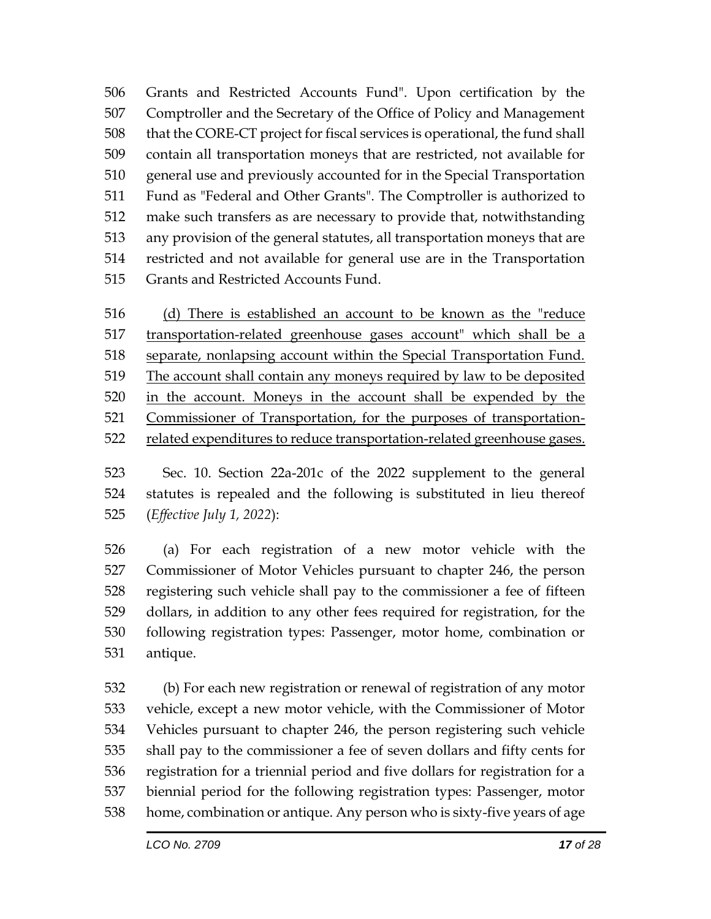Grants and Restricted Accounts Fund". Upon certification by the Comptroller and the Secretary of the Office of Policy and Management that the CORE-CT project for fiscal services is operational, the fund shall contain all transportation moneys that are restricted, not available for general use and previously accounted for in the Special Transportation Fund as "Federal and Other Grants". The Comptroller is authorized to make such transfers as are necessary to provide that, notwithstanding any provision of the general statutes, all transportation moneys that are restricted and not available for general use are in the Transportation Grants and Restricted Accounts Fund.

<u>(d) There is established an account to be known as the "reduce transportation-related greenhouse gases account" which shall be a separate, nonlapsing account within the Special Transportation Fund. The account shall contain any moneys required by law to be deposited in the account. Moneys in the account shall be expended by the Commissioner of Transportation, for the purposes of transportation-related expenditures to reduce transportation-related greenhouse gases.</u>

Sec. 10. Section 22a-201c of the 2022 supplement to the general statutes is repealed and the following is substituted in lieu thereof (*Effective July 1, 2022*):

(a) For each registration of a new motor vehicle with the Commissioner of Motor Vehicles pursuant to chapter 246, the person registering such vehicle shall pay to the commissioner a fee of fifteen dollars, in addition to any other fees required for registration, for the following registration types: Passenger, motor home, combination or antique.

(b) For each new registration or renewal of registration of any motor vehicle, except a new motor vehicle, with the Commissioner of Motor Vehicles pursuant to chapter 246, the person registering such vehicle shall pay to the commissioner a fee of seven dollars and fifty cents for registration for a triennial period and five dollars for registration for a biennial period for the following registration types: Passenger, motor home, combination or antique. Any person who is sixty-five years of age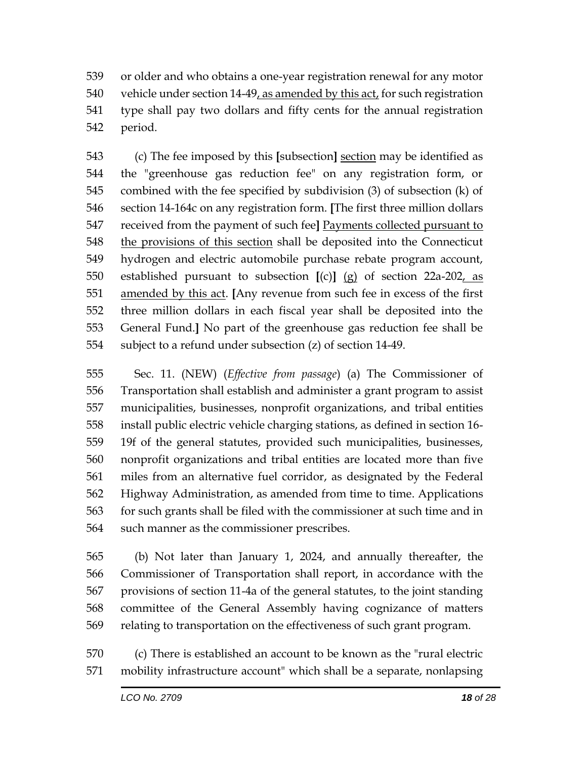539 or older and who obtains a one-year registration renewal for any motor
540 vehicle under section 14-49, as amended by this act, for such registration
541 type shall pay two dollars and fifty cents for the annual registration
542 period.

543 (c) The fee imposed by this [subsection] section may be identified as
544 the "greenhouse gas reduction fee" on any registration form, or
545 combined with the fee specified by subdivision (3) of subsection (k) of
546 section 14-164c on any registration form. [The first three million dollars
547 received from the payment of such fee] Payments collected pursuant to
548 the provisions of this section shall be deposited into the Connecticut
549 hydrogen and electric automobile purchase rebate program account,
550 established pursuant to subsection [(c)] (g) of section 22a-202, as
551 amended by this act. [Any revenue from such fee in excess of the first
552 three million dollars in each fiscal year shall be deposited into the
553 General Fund.] No part of the greenhouse gas reduction fee shall be
554 subject to a refund under subsection (z) of section 14-49.

555 Sec. 11. (NEW) (*Effective from passage*) (a) The Commissioner of
556 Transportation shall establish and administer a grant program to assist
557 municipalities, businesses, nonprofit organizations, and tribal entities
558 install public electric vehicle charging stations, as defined in section 16-
559 19f of the general statutes, provided such municipalities, businesses,
560 nonprofit organizations and tribal entities are located more than five
561 miles from an alternative fuel corridor, as designated by the Federal
562 Highway Administration, as amended from time to time. Applications
563 for such grants shall be filed with the commissioner at such time and in
564 such manner as the commissioner prescribes.

565 (b) Not later than January 1, 2024, and annually thereafter, the
566 Commissioner of Transportation shall report, in accordance with the
567 provisions of section 11-4a of the general statutes, to the joint standing
568 committee of the General Assembly having cognizance of matters
569 relating to transportation on the effectiveness of such grant program.

570 (c) There is established an account to be known as the "rural electric
571 mobility infrastructure account" which shall be a separate, nonlapsing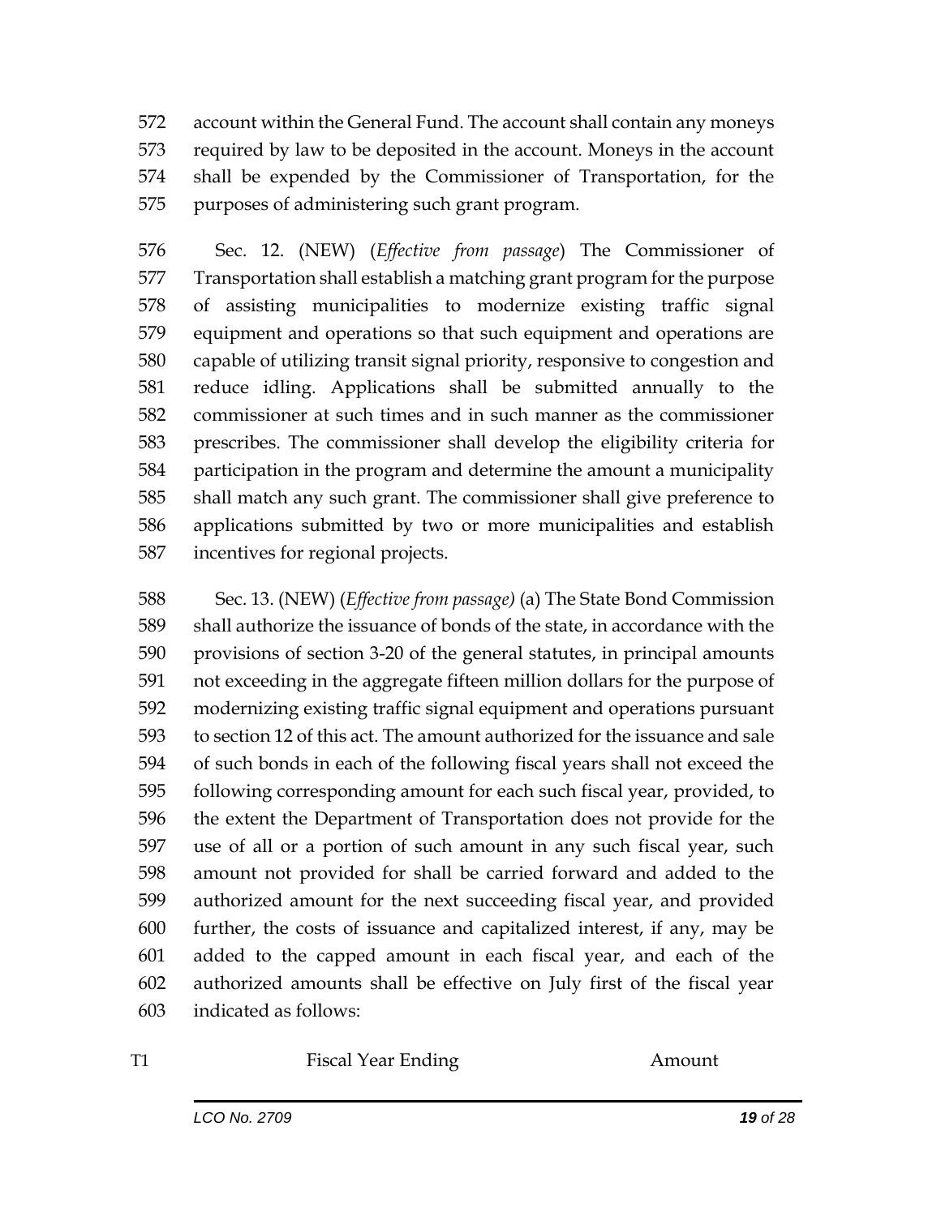572 account within the General Fund. The account shall contain any moneys
573 required by law to be deposited in the account. Moneys in the account
574 shall be expended by the Commissioner of Transportation, for the
575 purposes of administering such grant program.

576 Sec. 12. (NEW) (*Effective from passage*) The Commissioner of
577 Transportation shall establish a matching grant program for the purpose
578 of assisting municipalities to modernize existing traffic signal
579 equipment and operations so that such equipment and operations are
580 capable of utilizing transit signal priority, responsive to congestion and
581 reduce idling. Applications shall be submitted annually to the
582 commissioner at such times and in such manner as the commissioner
583 prescribes. The commissioner shall develop the eligibility criteria for
584 participation in the program and determine the amount a municipality
585 shall match any such grant. The commissioner shall give preference to
586 applications submitted by two or more municipalities and establish
587 incentives for regional projects.

588 Sec. 13. (NEW) (*Effective from passage*) (a) The State Bond Commission
589 shall authorize the issuance of bonds of the state, in accordance with the
590 provisions of section 3-20 of the general statutes, in principal amounts
591 not exceeding in the aggregate fifteen million dollars for the purpose of
592 modernizing existing traffic signal equipment and operations pursuant
593 to section 12 of this act. The amount authorized for the issuance and sale
594 of such bonds in each of the following fiscal years shall not exceed the
595 following corresponding amount for each such fiscal year, provided, to
596 the extent the Department of Transportation does not provide for the
597 use of all or a portion of such amount in any such fiscal year, such
598 amount not provided for shall be carried forward and added to the
599 authorized amount for the next succeeding fiscal year, and provided
600 further, the costs of issuance and capitalized interest, if any, may be
601 added to the capped amount in each fiscal year, and each of the
602 authorized amounts shall be effective on July first of the fiscal year
603 indicated as follows:

| T1 | Fiscal Year Ending | Amount |
|---|---|---|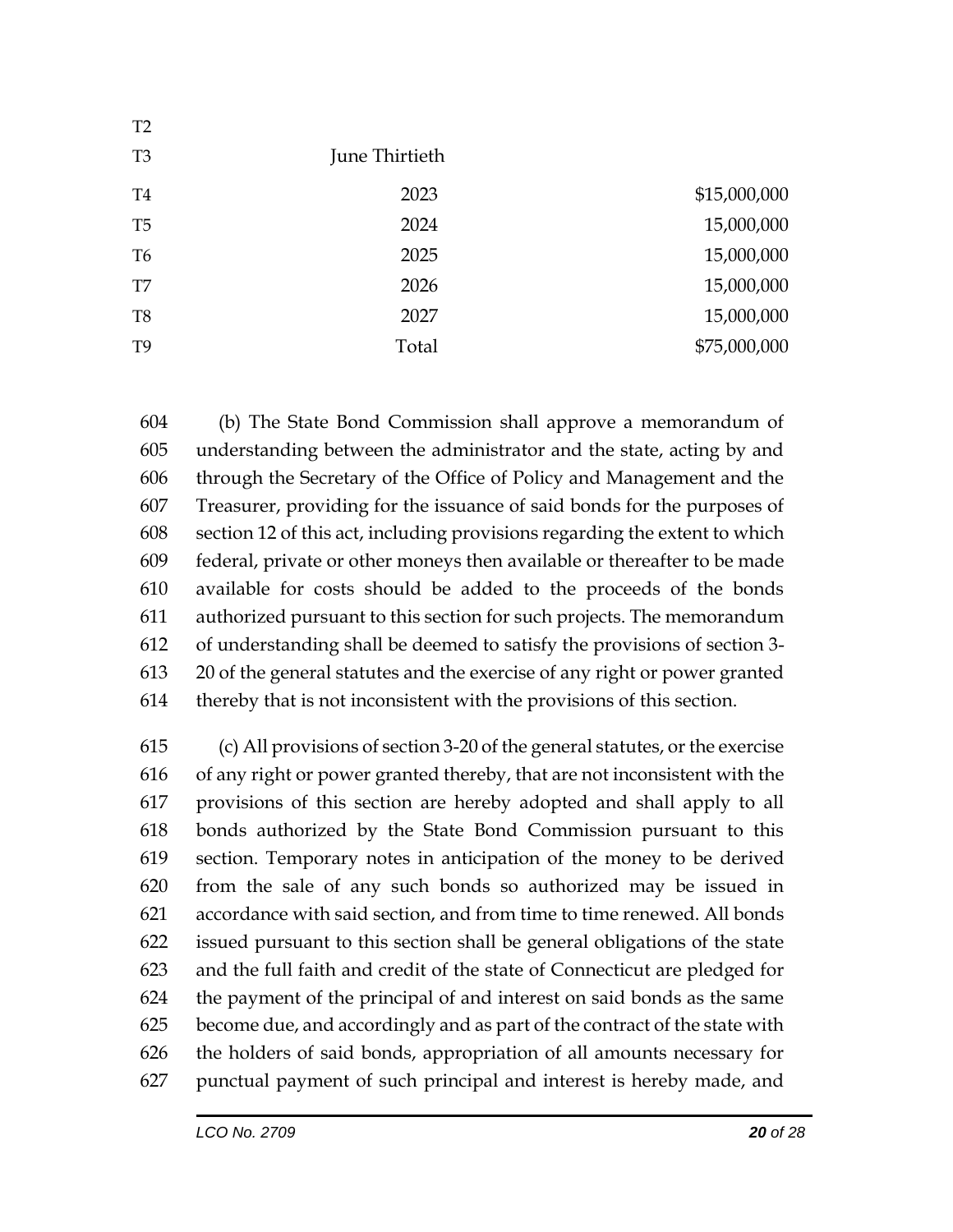| June Thirtieth | |
|---|---|
| 2023 | $15,000,000 |
| 2024 | 15,000,000 |
| 2025 | 15,000,000 |
| 2026 | 15,000,000 |
| 2027 | 15,000,000 |
| Total | $75,000,000 |

(b) The State Bond Commission shall approve a memorandum of understanding between the administrator and the state, acting by and through the Secretary of the Office of Policy and Management and the Treasurer, providing for the issuance of said bonds for the purposes of section 12 of this act, including provisions regarding the extent to which federal, private or other moneys then available or thereafter to be made available for costs should be added to the proceeds of the bonds authorized pursuant to this section for such projects. The memorandum of understanding shall be deemed to satisfy the provisions of section 3-20 of the general statutes and the exercise of any right or power granted thereby that is not inconsistent with the provisions of this section.

(c) All provisions of section 3-20 of the general statutes, or the exercise of any right or power granted thereby, that are not inconsistent with the provisions of this section are hereby adopted and shall apply to all bonds authorized by the State Bond Commission pursuant to this section. Temporary notes in anticipation of the money to be derived from the sale of any such bonds so authorized may be issued in accordance with said section, and from time to time renewed. All bonds issued pursuant to this section shall be general obligations of the state and the full faith and credit of the state of Connecticut are pledged for the payment of the principal of and interest on said bonds as the same become due, and accordingly and as part of the contract of the state with the holders of said bonds, appropriation of all amounts necessary for punctual payment of such principal and interest is hereby made, and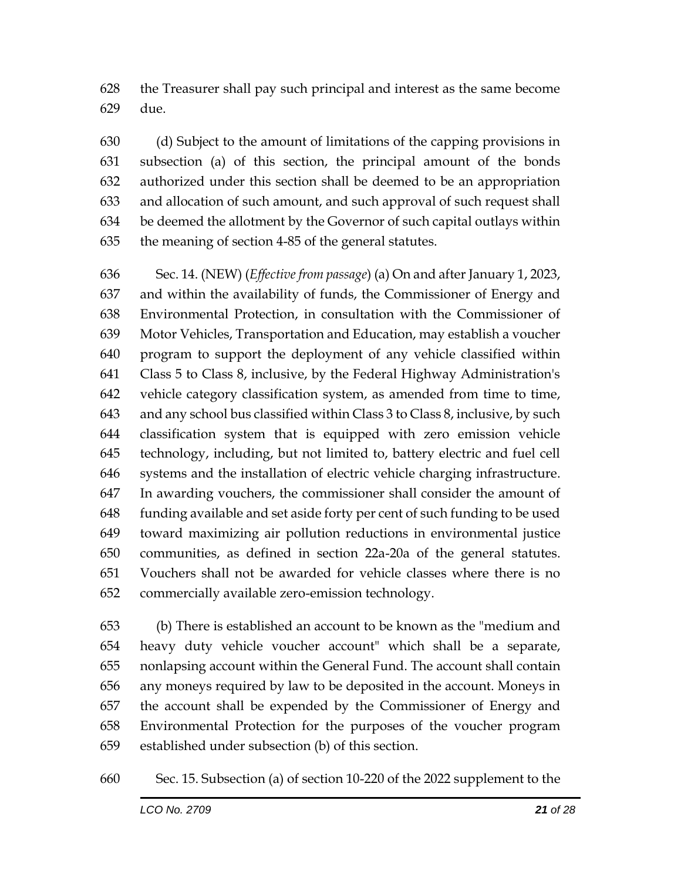the Treasurer shall pay such principal and interest as the same become due.

(d) Subject to the amount of limitations of the capping provisions in subsection (a) of this section, the principal amount of the bonds authorized under this section shall be deemed to be an appropriation and allocation of such amount, and such approval of such request shall be deemed the allotment by the Governor of such capital outlays within the meaning of section 4-85 of the general statutes.

Sec. 14. (NEW) (*Effective from passage*) (a) On and after January 1, 2023, and within the availability of funds, the Commissioner of Energy and Environmental Protection, in consultation with the Commissioner of Motor Vehicles, Transportation and Education, may establish a voucher program to support the deployment of any vehicle classified within Class 5 to Class 8, inclusive, by the Federal Highway Administration's vehicle category classification system, as amended from time to time, and any school bus classified within Class 3 to Class 8, inclusive, by such classification system that is equipped with zero emission vehicle technology, including, but not limited to, battery electric and fuel cell systems and the installation of electric vehicle charging infrastructure. In awarding vouchers, the commissioner shall consider the amount of funding available and set aside forty per cent of such funding to be used toward maximizing air pollution reductions in environmental justice communities, as defined in section 22a-20a of the general statutes. Vouchers shall not be awarded for vehicle classes where there is no commercially available zero-emission technology.

(b) There is established an account to be known as the "medium and heavy duty vehicle voucher account" which shall be a separate, nonlapsing account within the General Fund. The account shall contain any moneys required by law to be deposited in the account. Moneys in the account shall be expended by the Commissioner of Energy and Environmental Protection for the purposes of the voucher program established under subsection (b) of this section.

Sec. 15. Subsection (a) of section 10-220 of the 2022 supplement to the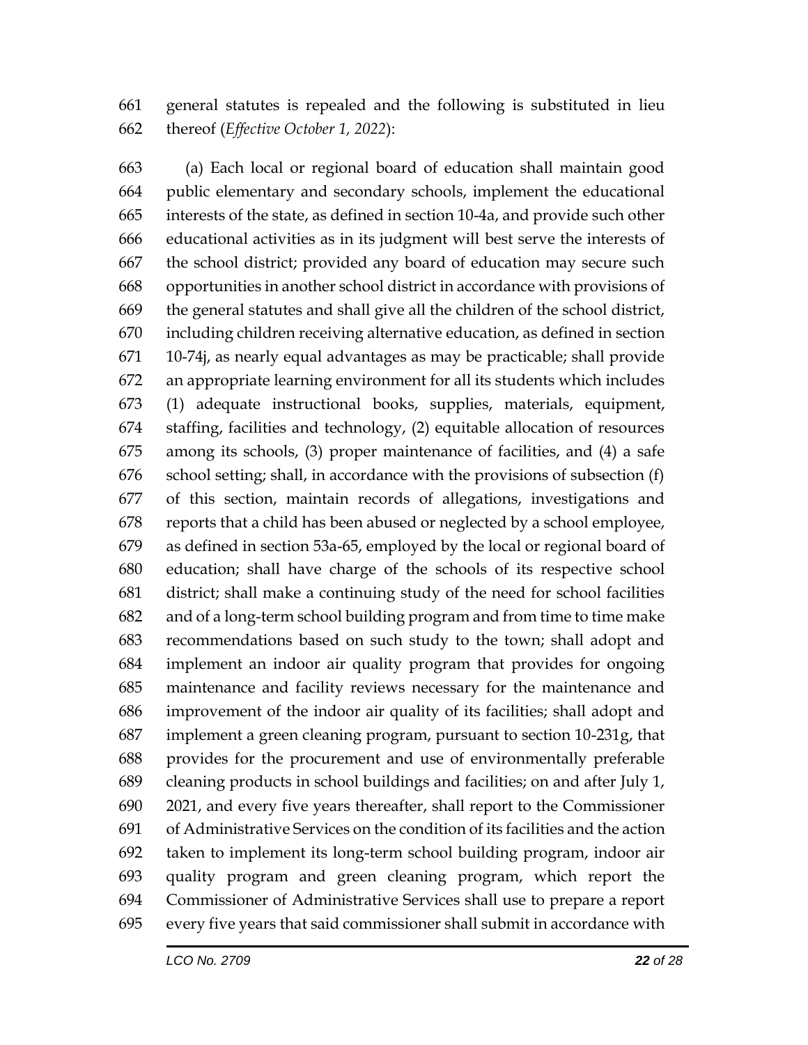general statutes is repealed and the following is substituted in lieu thereof (*Effective October 1, 2022*):

(a) Each local or regional board of education shall maintain good public elementary and secondary schools, implement the educational interests of the state, as defined in section 10-4a, and provide such other educational activities as in its judgment will best serve the interests of the school district; provided any board of education may secure such opportunities in another school district in accordance with provisions of the general statutes and shall give all the children of the school district, including children receiving alternative education, as defined in section 10-74j, as nearly equal advantages as may be practicable; shall provide an appropriate learning environment for all its students which includes (1) adequate instructional books, supplies, materials, equipment, staffing, facilities and technology, (2) equitable allocation of resources among its schools, (3) proper maintenance of facilities, and (4) a safe school setting; shall, in accordance with the provisions of subsection (f) of this section, maintain records of allegations, investigations and reports that a child has been abused or neglected by a school employee, as defined in section 53a-65, employed by the local or regional board of education; shall have charge of the schools of its respective school district; shall make a continuing study of the need for school facilities and of a long-term school building program and from time to time make recommendations based on such study to the town; shall adopt and implement an indoor air quality program that provides for ongoing maintenance and facility reviews necessary for the maintenance and improvement of the indoor air quality of its facilities; shall adopt and implement a green cleaning program, pursuant to section 10-231g, that provides for the procurement and use of environmentally preferable cleaning products in school buildings and facilities; on and after July 1, 2021, and every five years thereafter, shall report to the Commissioner of Administrative Services on the condition of its facilities and the action taken to implement its long-term school building program, indoor air quality program and green cleaning program, which report the Commissioner of Administrative Services shall use to prepare a report every five years that said commissioner shall submit in accordance with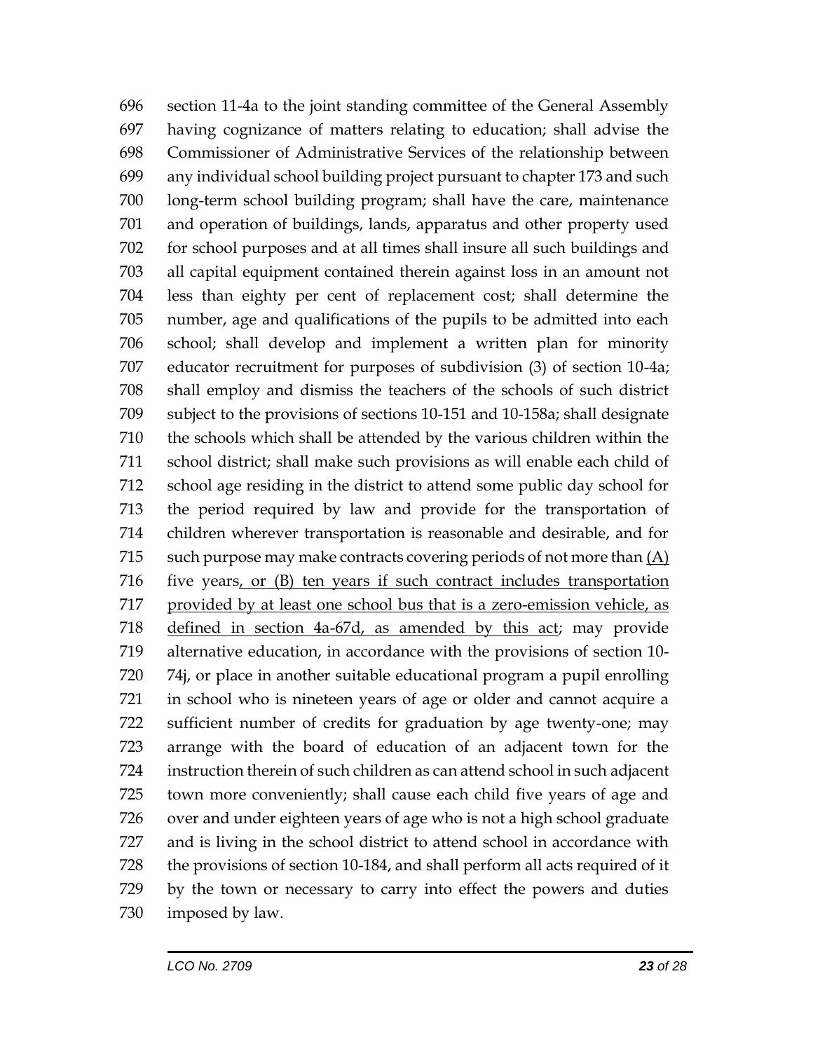696 section 11-4a to the joint standing committee of the General Assembly
697 having cognizance of matters relating to education; shall advise the
698 Commissioner of Administrative Services of the relationship between
699 any individual school building project pursuant to chapter 173 and such
700 long-term school building program; shall have the care, maintenance
701 and operation of buildings, lands, apparatus and other property used
702 for school purposes and at all times shall insure all such buildings and
703 all capital equipment contained therein against loss in an amount not
704 less than eighty per cent of replacement cost; shall determine the
705 number, age and qualifications of the pupils to be admitted into each
706 school; shall develop and implement a written plan for minority
707 educator recruitment for purposes of subdivision (3) of section 10-4a;
708 shall employ and dismiss the teachers of the schools of such district
709 subject to the provisions of sections 10-151 and 10-158a; shall designate
710 the schools which shall be attended by the various children within the
711 school district; shall make such provisions as will enable each child of
712 school age residing in the district to attend some public day school for
713 the period required by law and provide for the transportation of
714 children wherever transportation is reasonable and desirable, and for
715 such purpose may make contracts covering periods of not more than <u>(A)</u>
716 five years<u>, or (B) ten years if such contract includes transportation</u>
717 <u>provided by at least one school bus that is a zero-emission vehicle, as</u>
718 <u>defined in section 4a-67d, as amended by this act</u>; may provide
719 alternative education, in accordance with the provisions of section 10-
720 74j, or place in another suitable educational program a pupil enrolling
721 in school who is nineteen years of age or older and cannot acquire a
722 sufficient number of credits for graduation by age twenty-one; may
723 arrange with the board of education of an adjacent town for the
724 instruction therein of such children as can attend school in such adjacent
725 town more conveniently; shall cause each child five years of age and
726 over and under eighteen years of age who is not a high school graduate
727 and is living in the school district to attend school in accordance with
728 the provisions of section 10-184, and shall perform all acts required of it
729 by the town or necessary to carry into effect the powers and duties
730 imposed by law.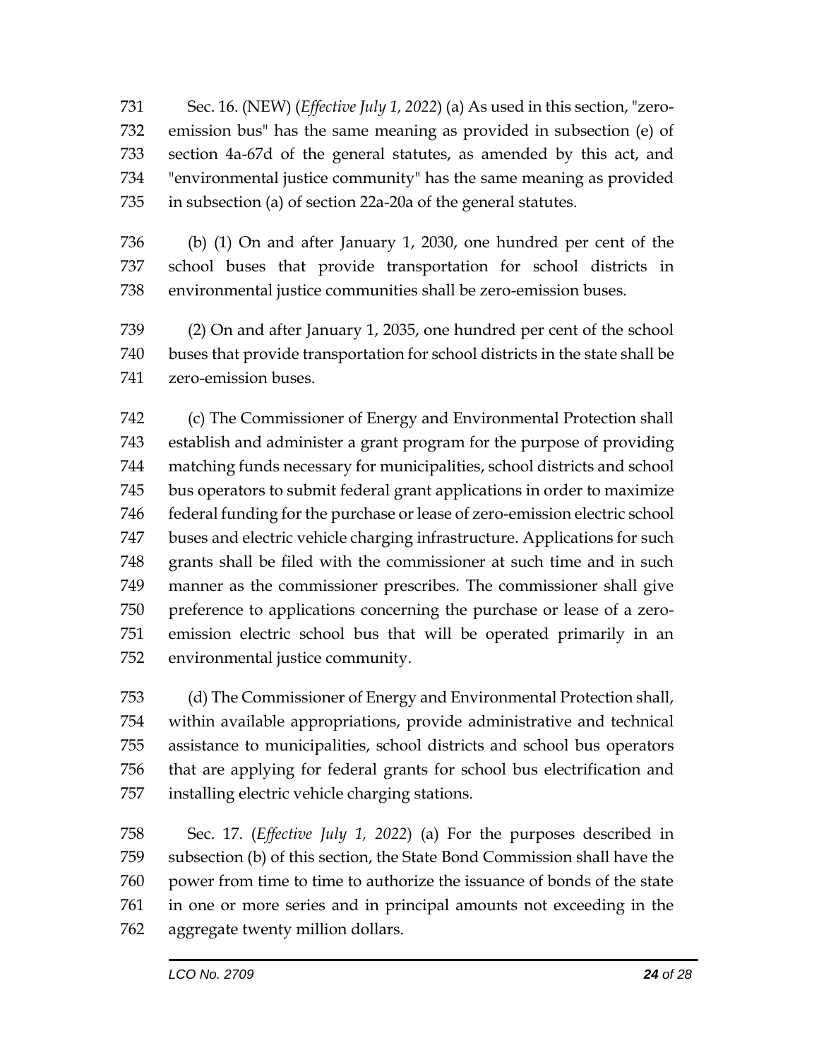Sec. 16. (NEW) (*Effective July 1, 2022*) (a) As used in this section, "zero-emission bus" has the same meaning as provided in subsection (e) of section 4a-67d of the general statutes, as amended by this act, and "environmental justice community" has the same meaning as provided in subsection (a) of section 22a-20a of the general statutes.

(b) (1) On and after January 1, 2030, one hundred per cent of the school buses that provide transportation for school districts in environmental justice communities shall be zero-emission buses.

(2) On and after January 1, 2035, one hundred per cent of the school buses that provide transportation for school districts in the state shall be zero-emission buses.

(c) The Commissioner of Energy and Environmental Protection shall establish and administer a grant program for the purpose of providing matching funds necessary for municipalities, school districts and school bus operators to submit federal grant applications in order to maximize federal funding for the purchase or lease of zero-emission electric school buses and electric vehicle charging infrastructure. Applications for such grants shall be filed with the commissioner at such time and in such manner as the commissioner prescribes. The commissioner shall give preference to applications concerning the purchase or lease of a zero-emission electric school bus that will be operated primarily in an environmental justice community.

(d) The Commissioner of Energy and Environmental Protection shall, within available appropriations, provide administrative and technical assistance to municipalities, school districts and school bus operators that are applying for federal grants for school bus electrification and installing electric vehicle charging stations.

Sec. 17. (*Effective July 1, 2022*) (a) For the purposes described in subsection (b) of this section, the State Bond Commission shall have the power from time to time to authorize the issuance of bonds of the state in one or more series and in principal amounts not exceeding in the aggregate twenty million dollars.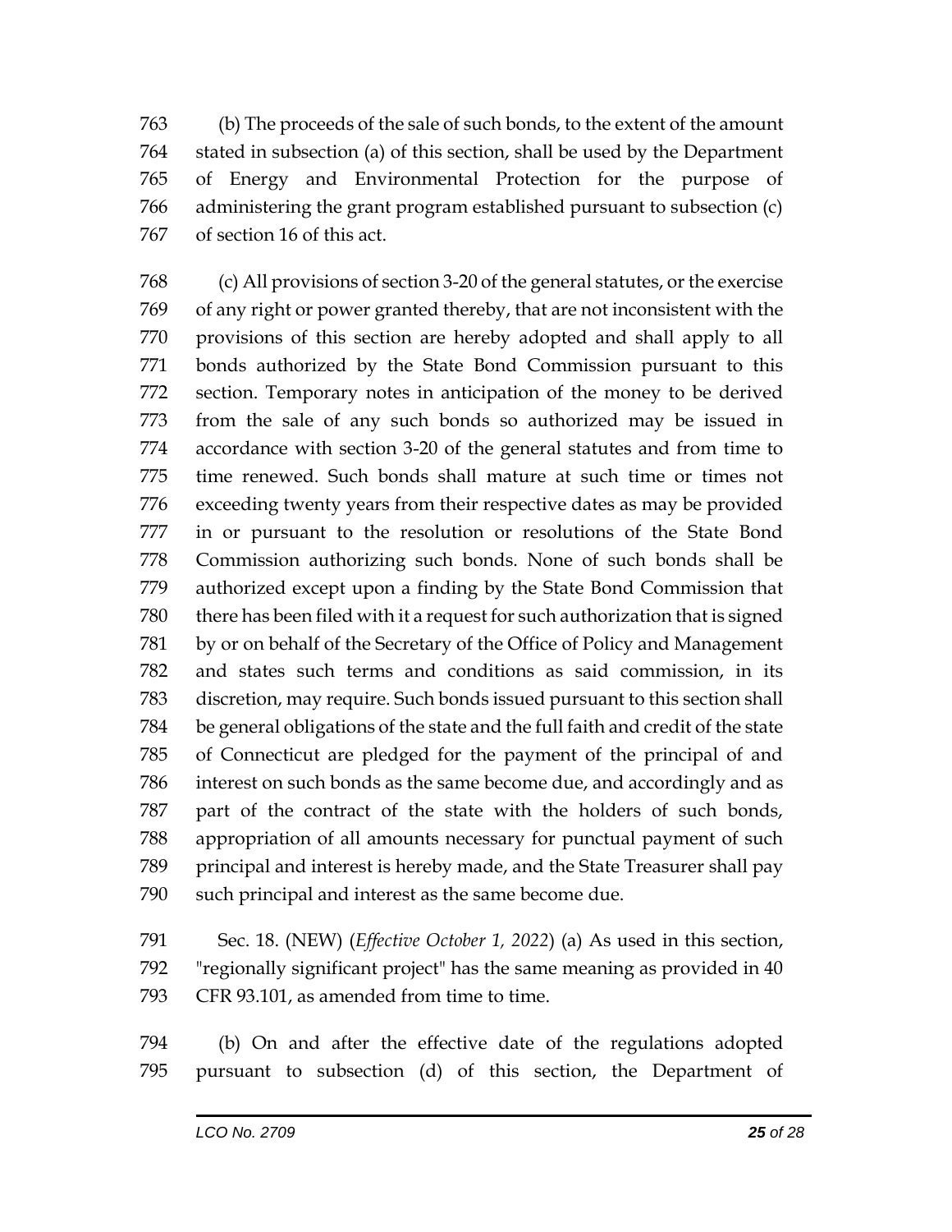(b) The proceeds of the sale of such bonds, to the extent of the amount stated in subsection (a) of this section, shall be used by the Department of Energy and Environmental Protection for the purpose of administering the grant program established pursuant to subsection (c) of section 16 of this act.

(c) All provisions of section 3-20 of the general statutes, or the exercise of any right or power granted thereby, that are not inconsistent with the provisions of this section are hereby adopted and shall apply to all bonds authorized by the State Bond Commission pursuant to this section. Temporary notes in anticipation of the money to be derived from the sale of any such bonds so authorized may be issued in accordance with section 3-20 of the general statutes and from time to time renewed. Such bonds shall mature at such time or times not exceeding twenty years from their respective dates as may be provided in or pursuant to the resolution or resolutions of the State Bond Commission authorizing such bonds. None of such bonds shall be authorized except upon a finding by the State Bond Commission that there has been filed with it a request for such authorization that is signed by or on behalf of the Secretary of the Office of Policy and Management and states such terms and conditions as said commission, in its discretion, may require. Such bonds issued pursuant to this section shall be general obligations of the state and the full faith and credit of the state of Connecticut are pledged for the payment of the principal of and interest on such bonds as the same become due, and accordingly and as part of the contract of the state with the holders of such bonds, appropriation of all amounts necessary for punctual payment of such principal and interest is hereby made, and the State Treasurer shall pay such principal and interest as the same become due.

Sec. 18. (NEW) (*Effective October 1, 2022*) (a) As used in this section, "regionally significant project" has the same meaning as provided in 40 CFR 93.101, as amended from time to time.

(b) On and after the effective date of the regulations adopted pursuant to subsection (d) of this section, the Department of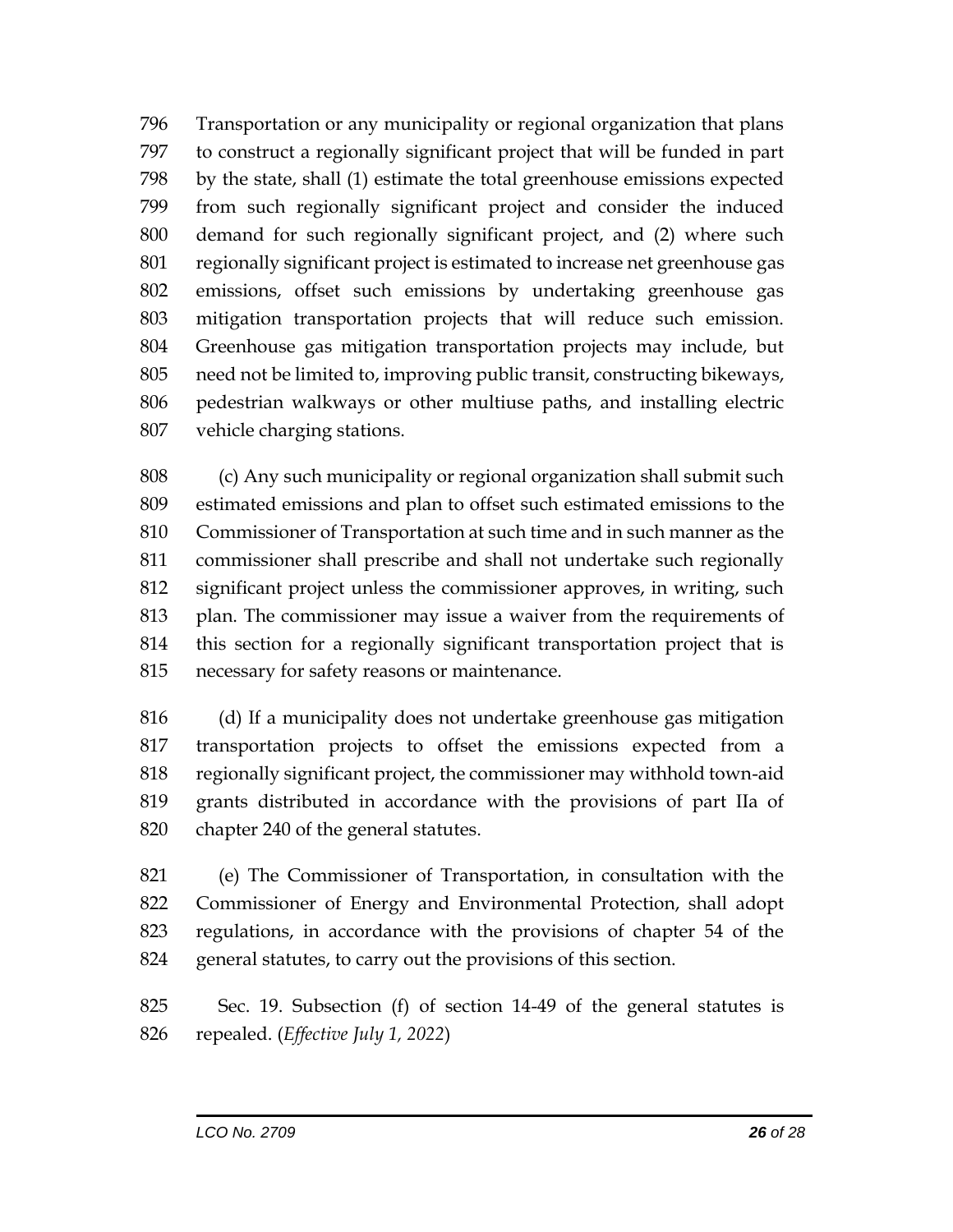Transportation or any municipality or regional organization that plans to construct a regionally significant project that will be funded in part by the state, shall (1) estimate the total greenhouse emissions expected from such regionally significant project and consider the induced demand for such regionally significant project, and (2) where such regionally significant project is estimated to increase net greenhouse gas emissions, offset such emissions by undertaking greenhouse gas mitigation transportation projects that will reduce such emission. Greenhouse gas mitigation transportation projects may include, but need not be limited to, improving public transit, constructing bikeways, pedestrian walkways or other multiuse paths, and installing electric vehicle charging stations.

(c) Any such municipality or regional organization shall submit such estimated emissions and plan to offset such estimated emissions to the Commissioner of Transportation at such time and in such manner as the commissioner shall prescribe and shall not undertake such regionally significant project unless the commissioner approves, in writing, such plan. The commissioner may issue a waiver from the requirements of this section for a regionally significant transportation project that is necessary for safety reasons or maintenance.

(d) If a municipality does not undertake greenhouse gas mitigation transportation projects to offset the emissions expected from a regionally significant project, the commissioner may withhold town-aid grants distributed in accordance with the provisions of part IIa of chapter 240 of the general statutes.

(e) The Commissioner of Transportation, in consultation with the Commissioner of Energy and Environmental Protection, shall adopt regulations, in accordance with the provisions of chapter 54 of the general statutes, to carry out the provisions of this section.

Sec. 19. Subsection (f) of section 14-49 of the general statutes is repealed. (*Effective July 1, 2022*)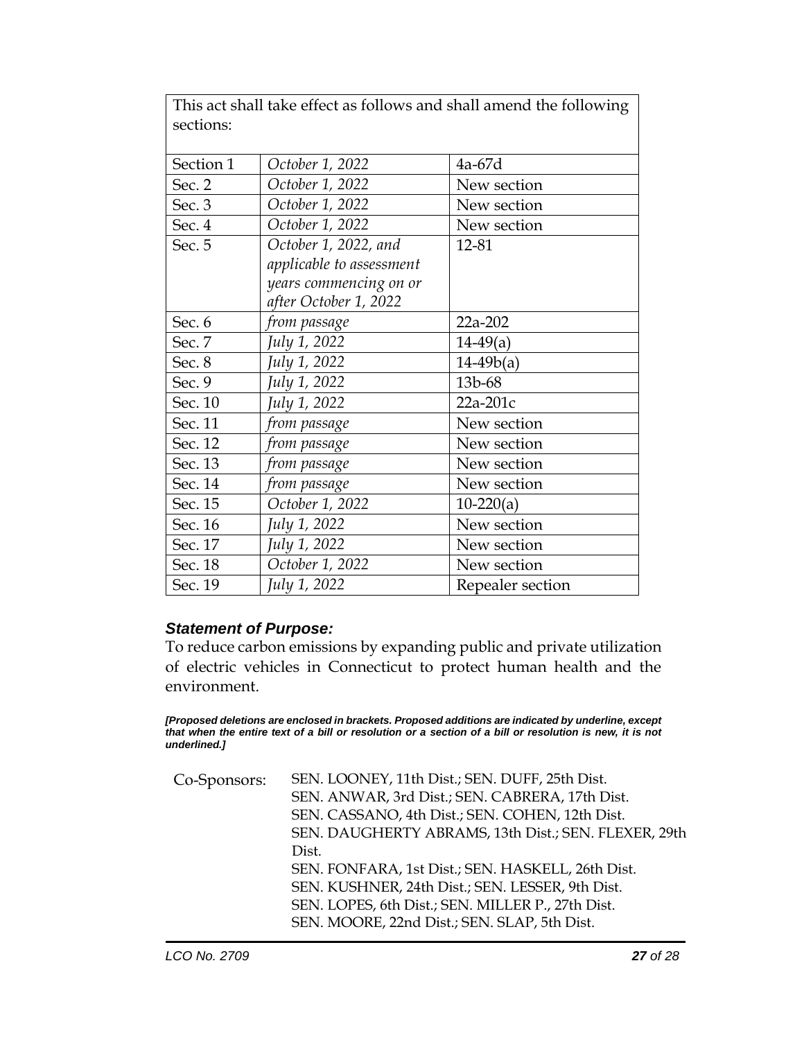| This act shall take effect as follows and shall amend the following sections: | | |
|---|---|---|
| Section 1 | *October 1, 2022* | 4a-67d |
| Sec. 2 | *October 1, 2022* | New section |
| Sec. 3 | *October 1, 2022* | New section |
| Sec. 4 | *October 1, 2022* | New section |
| Sec. 5 | *October 1, 2022, and applicable to assessment years commencing on or after October 1, 2022* | 12-81 |
| Sec. 6 | *from passage* | 22a-202 |
| Sec. 7 | *July 1, 2022* | 14-49(a) |
| Sec. 8 | *July 1, 2022* | 14-49b(a) |
| Sec. 9 | *July 1, 2022* | 13b-68 |
| Sec. 10 | *July 1, 2022* | 22a-201c |
| Sec. 11 | *from passage* | New section |
| Sec. 12 | *from passage* | New section |
| Sec. 13 | *from passage* | New section |
| Sec. 14 | *from passage* | New section |
| Sec. 15 | *October 1, 2022* | 10-220(a) |
| Sec. 16 | *July 1, 2022* | New section |
| Sec. 17 | *July 1, 2022* | New section |
| Sec. 18 | *October 1, 2022* | New section |
| Sec. 19 | *July 1, 2022* | Repealer section |

### *Statement of Purpose:*

To reduce carbon emissions by expanding public and private utilization of electric vehicles in Connecticut to protect human health and the environment.

***[Proposed deletions are enclosed in brackets. Proposed additions are indicated by underline, except that when the entire text of a bill or resolution or a section of a bill or resolution is new, it is not underlined.]***

Co-Sponsors: SEN. LOONEY, 11th Dist.; SEN. DUFF, 25th Dist.
SEN. ANWAR, 3rd Dist.; SEN. CABRERA, 17th Dist.
SEN. CASSANO, 4th Dist.; SEN. COHEN, 12th Dist.
SEN. DAUGHERTY ABRAMS, 13th Dist.; SEN. FLEXER, 29th Dist.
SEN. FONFARA, 1st Dist.; SEN. HASKELL, 26th Dist.
SEN. KUSHNER, 24th Dist.; SEN. LESSER, 9th Dist.
SEN. LOPES, 6th Dist.; SEN. MILLER P., 27th Dist.
SEN. MOORE, 22nd Dist.; SEN. SLAP, 5th Dist.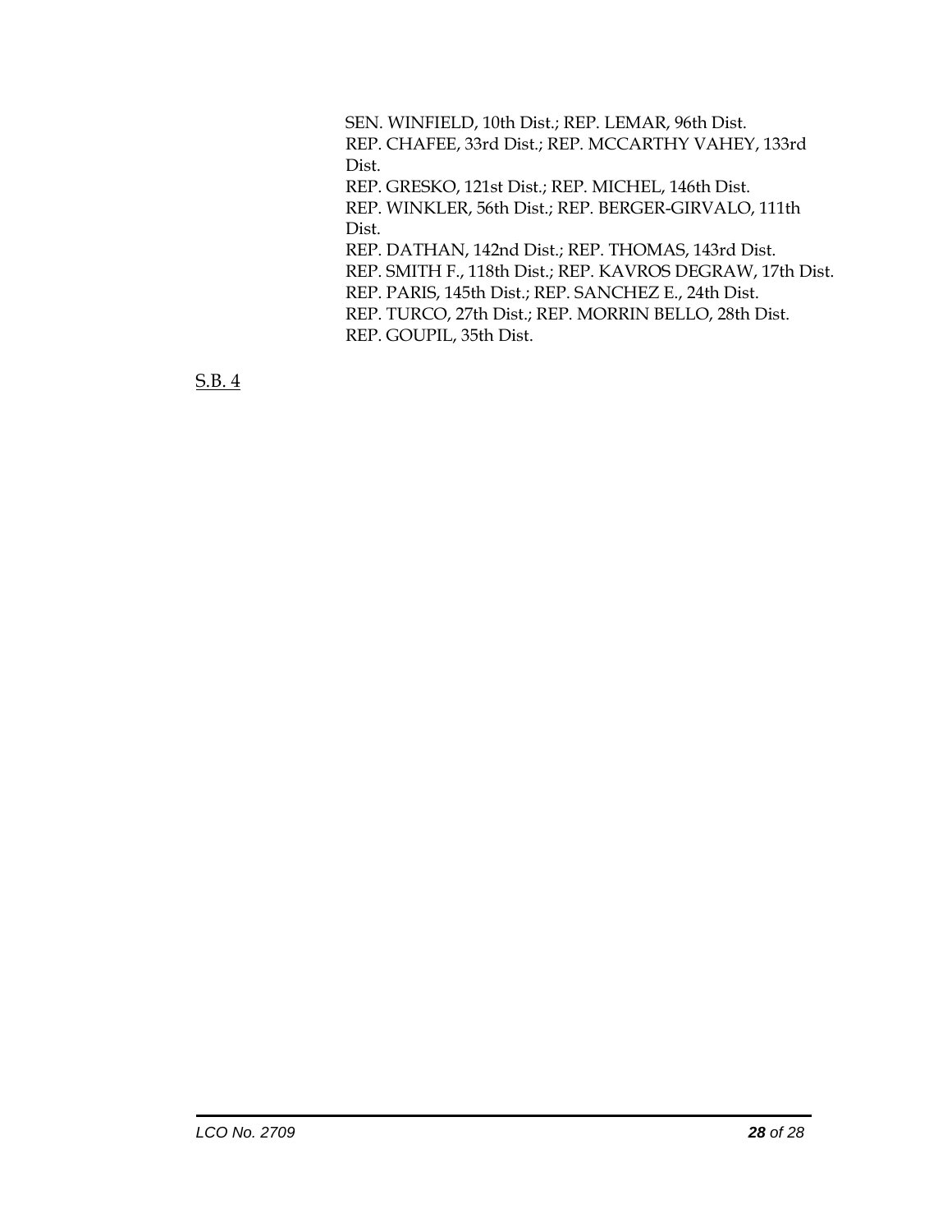SEN. WINFIELD, 10th Dist.; REP. LEMAR, 96th Dist.
REP. CHAFEE, 33rd Dist.; REP. MCCARTHY VAHEY, 133rd Dist.
REP. GRESKO, 121st Dist.; REP. MICHEL, 146th Dist.
REP. WINKLER, 56th Dist.; REP. BERGER-GIRVALO, 111th Dist.
REP. DATHAN, 142nd Dist.; REP. THOMAS, 143rd Dist.
REP. SMITH F., 118th Dist.; REP. KAVROS DEGRAW, 17th Dist.
REP. PARIS, 145th Dist.; REP. SANCHEZ E., 24th Dist.
REP. TURCO, 27th Dist.; REP. MORRIN BELLO, 28th Dist.
REP. GOUPIL, 35th Dist.

S.B. 4